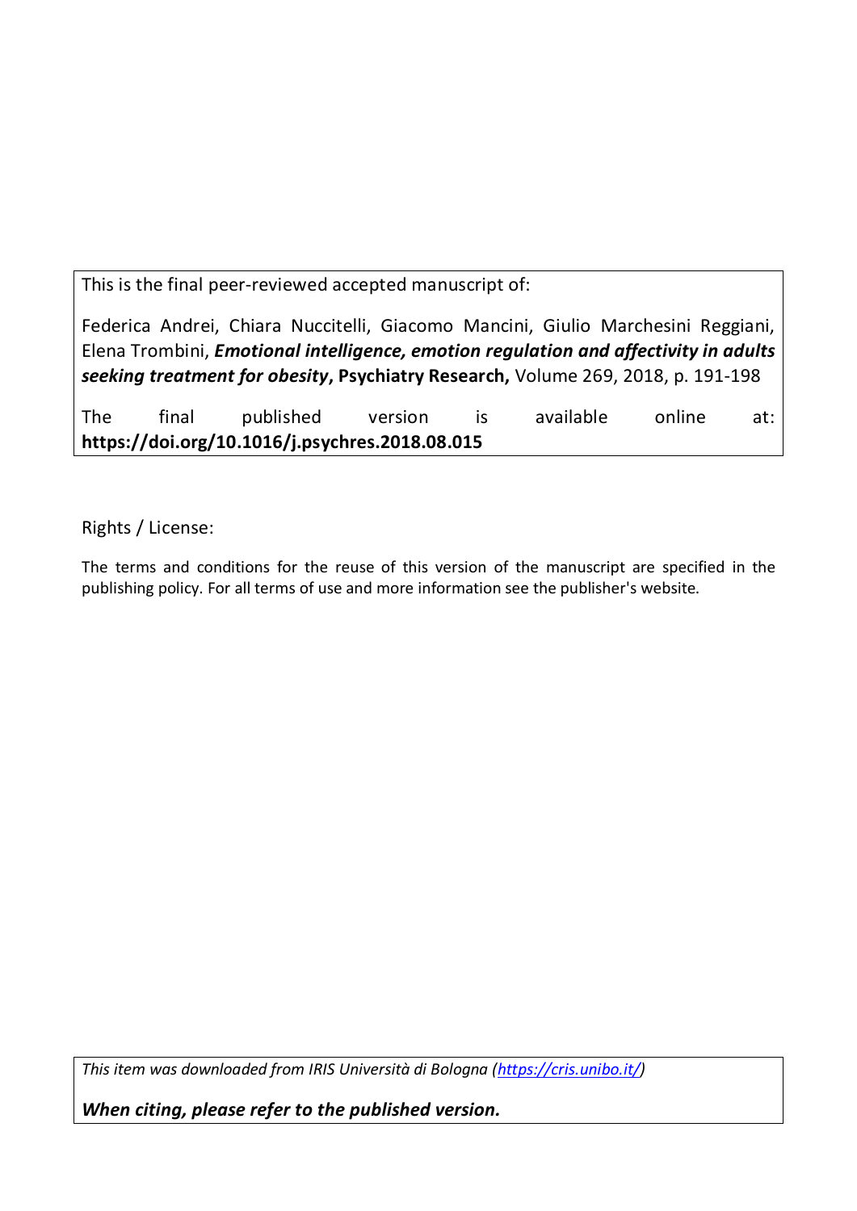This is the final peer-reviewed accepted manuscript of:

Federica Andrei, Chiara Nuccitelli, Giacomo Mancini, Giulio Marchesini Reggiani, Elena Trombini, ***Emotional intelligence, emotion regulation and affectivity in adults seeking treatment for obesity***, **Psychiatry Research,** Volume 269, 2018, p. 191-198

The final published version is available online at: **https://doi.org/10.1016/j.psychres.2018.08.015**

Rights / License:

The terms and conditions for the reuse of this version of the manuscript are specified in the publishing policy. For all terms of use and more information see the publisher's website.

*This item was downloaded from IRIS Università di Bologna (https://cris.unibo.it/)*

***When citing, please refer to the published version.***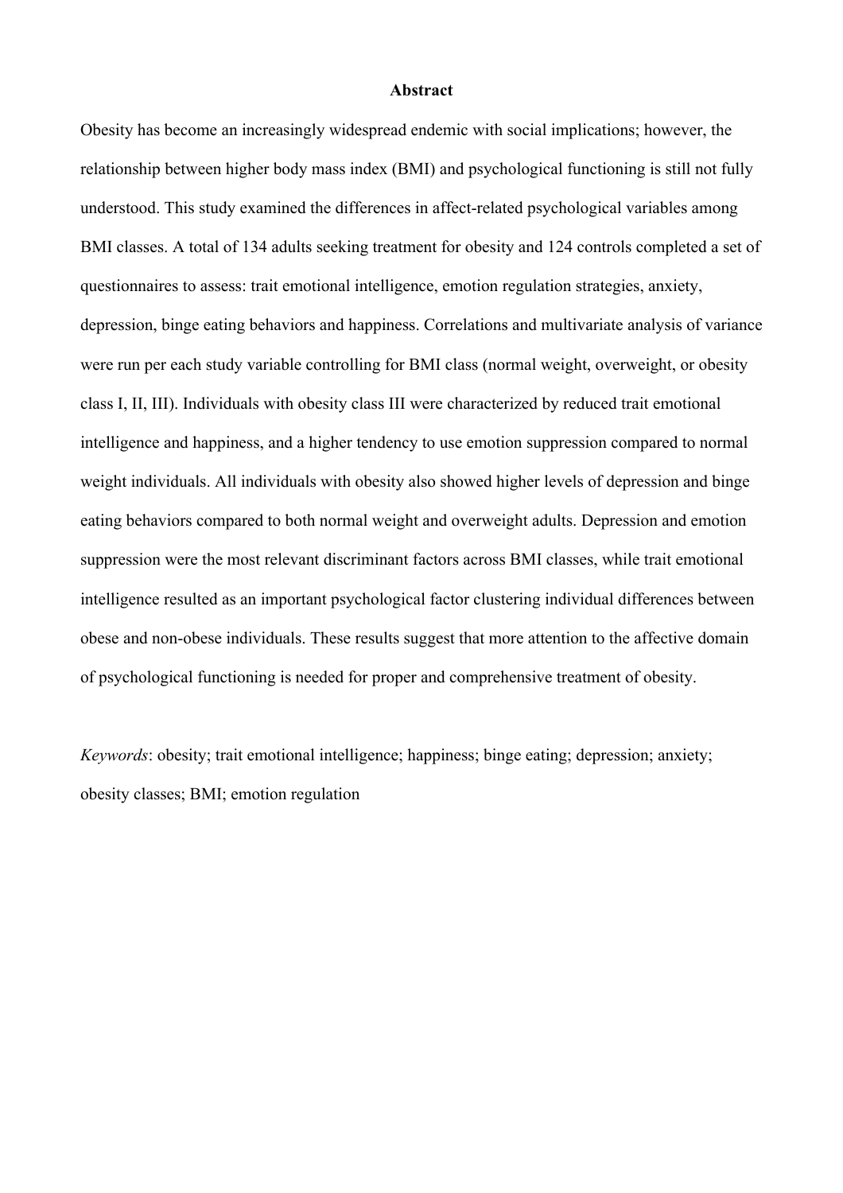## Abstract

Obesity has become an increasingly widespread endemic with social implications; however, the relationship between higher body mass index (BMI) and psychological functioning is still not fully understood. This study examined the differences in affect-related psychological variables among BMI classes. A total of 134 adults seeking treatment for obesity and 124 controls completed a set of questionnaires to assess: trait emotional intelligence, emotion regulation strategies, anxiety, depression, binge eating behaviors and happiness. Correlations and multivariate analysis of variance were run per each study variable controlling for BMI class (normal weight, overweight, or obesity class I, II, III). Individuals with obesity class III were characterized by reduced trait emotional intelligence and happiness, and a higher tendency to use emotion suppression compared to normal weight individuals. All individuals with obesity also showed higher levels of depression and binge eating behaviors compared to both normal weight and overweight adults. Depression and emotion suppression were the most relevant discriminant factors across BMI classes, while trait emotional intelligence resulted as an important psychological factor clustering individual differences between obese and non-obese individuals. These results suggest that more attention to the affective domain of psychological functioning is needed for proper and comprehensive treatment of obesity.

*Keywords*: obesity; trait emotional intelligence; happiness; binge eating; depression; anxiety; obesity classes; BMI; emotion regulation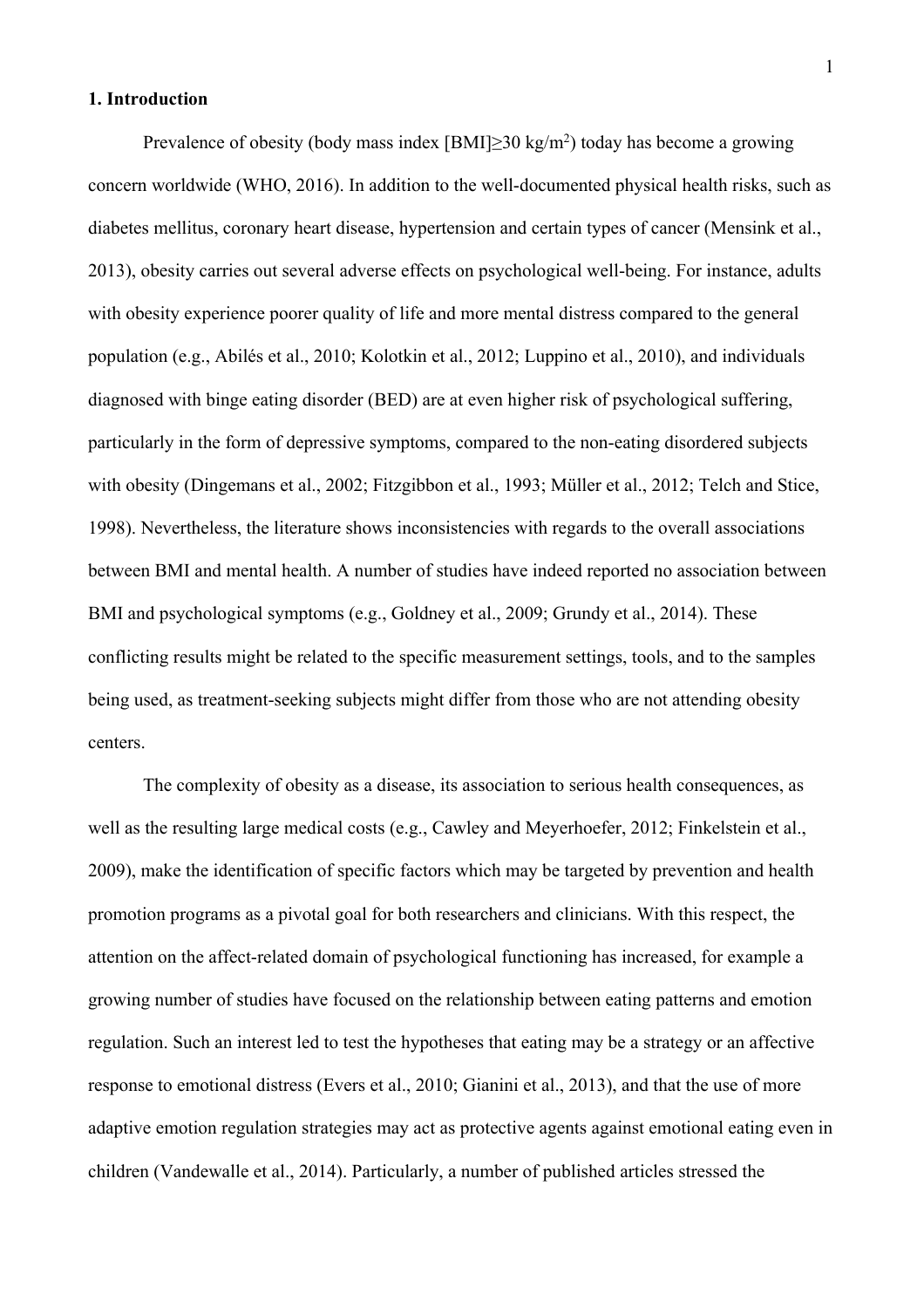## 1. Introduction

Prevalence of obesity (body mass index [BMI]≥30 kg/m$^2$) today has become a growing concern worldwide (WHO, 2016). In addition to the well-documented physical health risks, such as diabetes mellitus, coronary heart disease, hypertension and certain types of cancer (Mensink et al., 2013), obesity carries out several adverse effects on psychological well-being. For instance, adults with obesity experience poorer quality of life and more mental distress compared to the general population (e.g., Abilés et al., 2010; Kolotkin et al., 2012; Luppino et al., 2010), and individuals diagnosed with binge eating disorder (BED) are at even higher risk of psychological suffering, particularly in the form of depressive symptoms, compared to the non-eating disordered subjects with obesity (Dingemans et al., 2002; Fitzgibbon et al., 1993; Müller et al., 2012; Telch and Stice, 1998). Nevertheless, the literature shows inconsistencies with regards to the overall associations between BMI and mental health. A number of studies have indeed reported no association between BMI and psychological symptoms (e.g., Goldney et al., 2009; Grundy et al., 2014). These conflicting results might be related to the specific measurement settings, tools, and to the samples being used, as treatment-seeking subjects might differ from those who are not attending obesity centers.

The complexity of obesity as a disease, its association to serious health consequences, as well as the resulting large medical costs (e.g., Cawley and Meyerhoefer, 2012; Finkelstein et al., 2009), make the identification of specific factors which may be targeted by prevention and health promotion programs as a pivotal goal for both researchers and clinicians. With this respect, the attention on the affect-related domain of psychological functioning has increased, for example a growing number of studies have focused on the relationship between eating patterns and emotion regulation. Such an interest led to test the hypotheses that eating may be a strategy or an affective response to emotional distress (Evers et al., 2010; Gianini et al., 2013), and that the use of more adaptive emotion regulation strategies may act as protective agents against emotional eating even in children (Vandewalle et al., 2014). Particularly, a number of published articles stressed the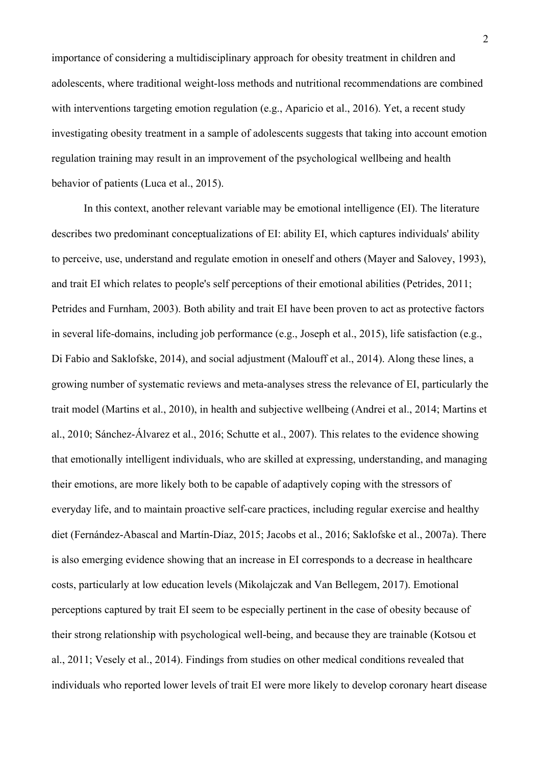importance of considering a multidisciplinary approach for obesity treatment in children and adolescents, where traditional weight-loss methods and nutritional recommendations are combined with interventions targeting emotion regulation (e.g., Aparicio et al., 2016). Yet, a recent study investigating obesity treatment in a sample of adolescents suggests that taking into account emotion regulation training may result in an improvement of the psychological wellbeing and health behavior of patients (Luca et al., 2015).

In this context, another relevant variable may be emotional intelligence (EI). The literature describes two predominant conceptualizations of EI: ability EI, which captures individuals' ability to perceive, use, understand and regulate emotion in oneself and others (Mayer and Salovey, 1993), and trait EI which relates to people's self perceptions of their emotional abilities (Petrides, 2011; Petrides and Furnham, 2003). Both ability and trait EI have been proven to act as protective factors in several life-domains, including job performance (e.g., Joseph et al., 2015), life satisfaction (e.g., Di Fabio and Saklofske, 2014), and social adjustment (Malouff et al., 2014). Along these lines, a growing number of systematic reviews and meta-analyses stress the relevance of EI, particularly the trait model (Martins et al., 2010), in health and subjective wellbeing (Andrei et al., 2014; Martins et al., 2010; Sánchez-Álvarez et al., 2016; Schutte et al., 2007). This relates to the evidence showing that emotionally intelligent individuals, who are skilled at expressing, understanding, and managing their emotions, are more likely both to be capable of adaptively coping with the stressors of everyday life, and to maintain proactive self-care practices, including regular exercise and healthy diet (Fernández-Abascal and Martín-Díaz, 2015; Jacobs et al., 2016; Saklofske et al., 2007a). There is also emerging evidence showing that an increase in EI corresponds to a decrease in healthcare costs, particularly at low education levels (Mikolajczak and Van Bellegem, 2017). Emotional perceptions captured by trait EI seem to be especially pertinent in the case of obesity because of their strong relationship with psychological well-being, and because they are trainable (Kotsou et al., 2011; Vesely et al., 2014). Findings from studies on other medical conditions revealed that individuals who reported lower levels of trait EI were more likely to develop coronary heart disease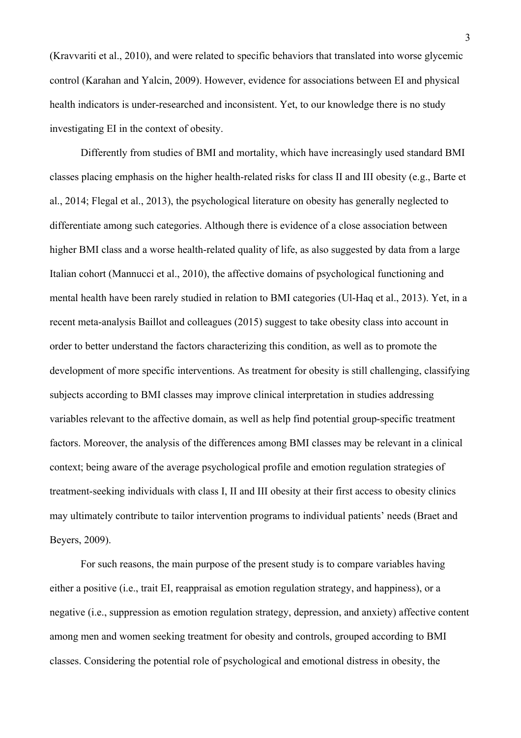(Kravvariti et al., 2010), and were related to specific behaviors that translated into worse glycemic control (Karahan and Yalcin, 2009). However, evidence for associations between EI and physical health indicators is under-researched and inconsistent. Yet, to our knowledge there is no study investigating EI in the context of obesity.

Differently from studies of BMI and mortality, which have increasingly used standard BMI classes placing emphasis on the higher health-related risks for class II and III obesity (e.g., Barte et al., 2014; Flegal et al., 2013), the psychological literature on obesity has generally neglected to differentiate among such categories. Although there is evidence of a close association between higher BMI class and a worse health-related quality of life, as also suggested by data from a large Italian cohort (Mannucci et al., 2010), the affective domains of psychological functioning and mental health have been rarely studied in relation to BMI categories (Ul-Haq et al., 2013). Yet, in a recent meta-analysis Baillot and colleagues (2015) suggest to take obesity class into account in order to better understand the factors characterizing this condition, as well as to promote the development of more specific interventions. As treatment for obesity is still challenging, classifying subjects according to BMI classes may improve clinical interpretation in studies addressing variables relevant to the affective domain, as well as help find potential group-specific treatment factors. Moreover, the analysis of the differences among BMI classes may be relevant in a clinical context; being aware of the average psychological profile and emotion regulation strategies of treatment-seeking individuals with class I, II and III obesity at their first access to obesity clinics may ultimately contribute to tailor intervention programs to individual patients' needs (Braet and Beyers, 2009).

For such reasons, the main purpose of the present study is to compare variables having either a positive (i.e., trait EI, reappraisal as emotion regulation strategy, and happiness), or a negative (i.e., suppression as emotion regulation strategy, depression, and anxiety) affective content among men and women seeking treatment for obesity and controls, grouped according to BMI classes. Considering the potential role of psychological and emotional distress in obesity, the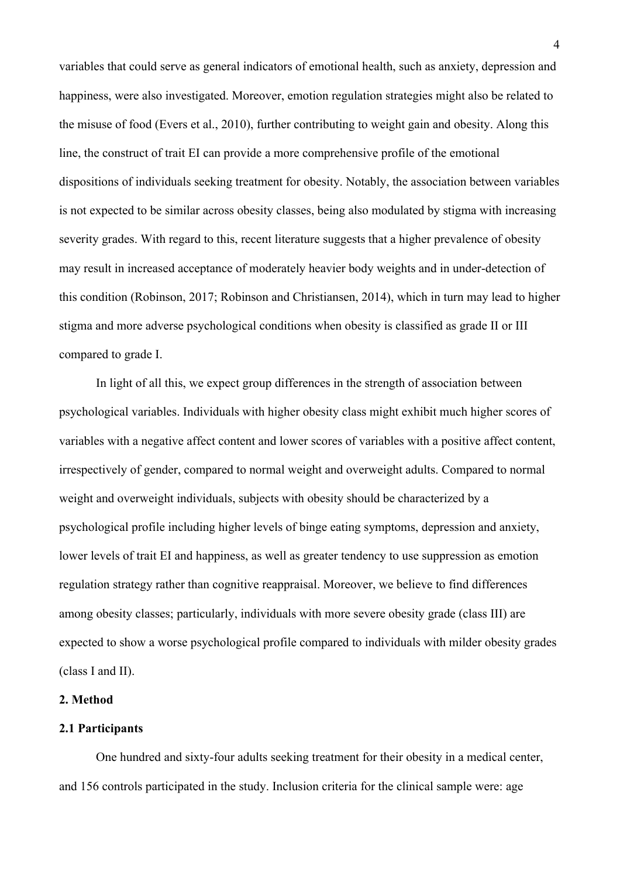variables that could serve as general indicators of emotional health, such as anxiety, depression and happiness, were also investigated. Moreover, emotion regulation strategies might also be related to the misuse of food (Evers et al., 2010), further contributing to weight gain and obesity. Along this line, the construct of trait EI can provide a more comprehensive profile of the emotional dispositions of individuals seeking treatment for obesity. Notably, the association between variables is not expected to be similar across obesity classes, being also modulated by stigma with increasing severity grades. With regard to this, recent literature suggests that a higher prevalence of obesity may result in increased acceptance of moderately heavier body weights and in under-detection of this condition (Robinson, 2017; Robinson and Christiansen, 2014), which in turn may lead to higher stigma and more adverse psychological conditions when obesity is classified as grade II or III compared to grade I.

In light of all this, we expect group differences in the strength of association between psychological variables. Individuals with higher obesity class might exhibit much higher scores of variables with a negative affect content and lower scores of variables with a positive affect content, irrespectively of gender, compared to normal weight and overweight adults. Compared to normal weight and overweight individuals, subjects with obesity should be characterized by a psychological profile including higher levels of binge eating symptoms, depression and anxiety, lower levels of trait EI and happiness, as well as greater tendency to use suppression as emotion regulation strategy rather than cognitive reappraisal. Moreover, we believe to find differences among obesity classes; particularly, individuals with more severe obesity grade (class III) are expected to show a worse psychological profile compared to individuals with milder obesity grades (class I and II).

## 2. Method

### 2.1 Participants

One hundred and sixty-four adults seeking treatment for their obesity in a medical center, and 156 controls participated in the study. Inclusion criteria for the clinical sample were: age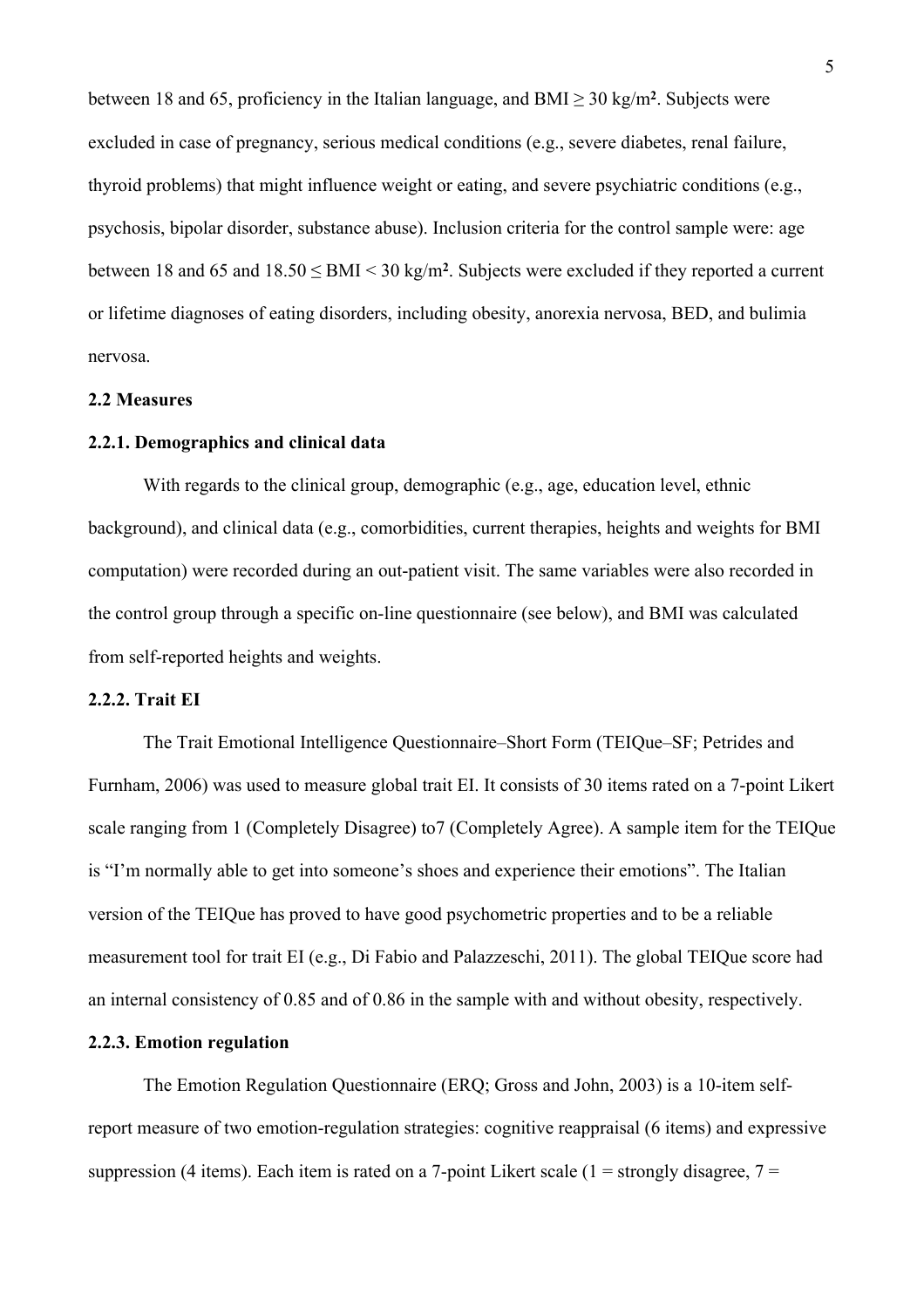between 18 and 65, proficiency in the Italian language, and BMI ≥ 30 kg/m². Subjects were excluded in case of pregnancy, serious medical conditions (e.g., severe diabetes, renal failure, thyroid problems) that might influence weight or eating, and severe psychiatric conditions (e.g., psychosis, bipolar disorder, substance abuse). Inclusion criteria for the control sample were: age between 18 and 65 and 18.50 ≤ BMI < 30 kg/m². Subjects were excluded if they reported a current or lifetime diagnoses of eating disorders, including obesity, anorexia nervosa, BED, and bulimia nervosa.

### 2.2 Measures

#### 2.2.1. Demographics and clinical data

With regards to the clinical group, demographic (e.g., age, education level, ethnic background), and clinical data (e.g., comorbidities, current therapies, heights and weights for BMI computation) were recorded during an out-patient visit. The same variables were also recorded in the control group through a specific on-line questionnaire (see below), and BMI was calculated from self-reported heights and weights.

#### 2.2.2. Trait EI

The Trait Emotional Intelligence Questionnaire–Short Form (TEIQue–SF; Petrides and Furnham, 2006) was used to measure global trait EI. It consists of 30 items rated on a 7-point Likert scale ranging from 1 (Completely Disagree) to7 (Completely Agree). A sample item for the TEIQue is "I'm normally able to get into someone's shoes and experience their emotions". The Italian version of the TEIQue has proved to have good psychometric properties and to be a reliable measurement tool for trait EI (e.g., Di Fabio and Palazzeschi, 2011). The global TEIQue score had an internal consistency of 0.85 and of 0.86 in the sample with and without obesity, respectively.

#### 2.2.3. Emotion regulation

The Emotion Regulation Questionnaire (ERQ; Gross and John, 2003) is a 10-item self-report measure of two emotion-regulation strategies: cognitive reappraisal (6 items) and expressive suppression (4 items). Each item is rated on a 7-point Likert scale (1 = strongly disagree, 7 =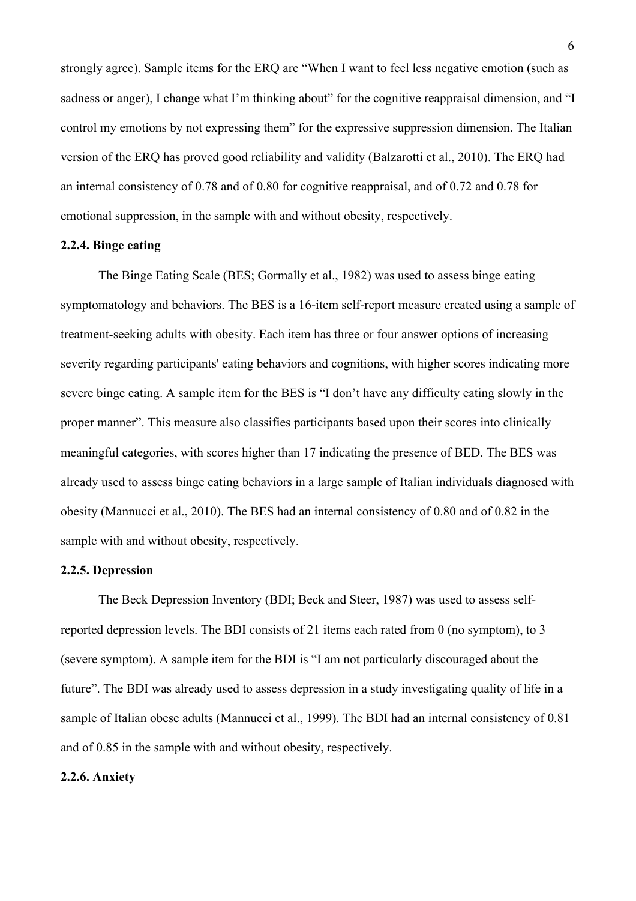strongly agree). Sample items for the ERQ are "When I want to feel less negative emotion (such as sadness or anger), I change what I'm thinking about" for the cognitive reappraisal dimension, and "I control my emotions by not expressing them" for the expressive suppression dimension. The Italian version of the ERQ has proved good reliability and validity (Balzarotti et al., 2010). The ERQ had an internal consistency of 0.78 and of 0.80 for cognitive reappraisal, and of 0.72 and 0.78 for emotional suppression, in the sample with and without obesity, respectively.

### 2.2.4. Binge eating

The Binge Eating Scale (BES; Gormally et al., 1982) was used to assess binge eating symptomatology and behaviors. The BES is a 16-item self-report measure created using a sample of treatment-seeking adults with obesity. Each item has three or four answer options of increasing severity regarding participants' eating behaviors and cognitions, with higher scores indicating more severe binge eating. A sample item for the BES is "I don't have any difficulty eating slowly in the proper manner". This measure also classifies participants based upon their scores into clinically meaningful categories, with scores higher than 17 indicating the presence of BED. The BES was already used to assess binge eating behaviors in a large sample of Italian individuals diagnosed with obesity (Mannucci et al., 2010). The BES had an internal consistency of 0.80 and of 0.82 in the sample with and without obesity, respectively.

### 2.2.5. Depression

The Beck Depression Inventory (BDI; Beck and Steer, 1987) was used to assess self-reported depression levels. The BDI consists of 21 items each rated from 0 (no symptom), to 3 (severe symptom). A sample item for the BDI is "I am not particularly discouraged about the future". The BDI was already used to assess depression in a study investigating quality of life in a sample of Italian obese adults (Mannucci et al., 1999). The BDI had an internal consistency of 0.81 and of 0.85 in the sample with and without obesity, respectively.

### 2.2.6. Anxiety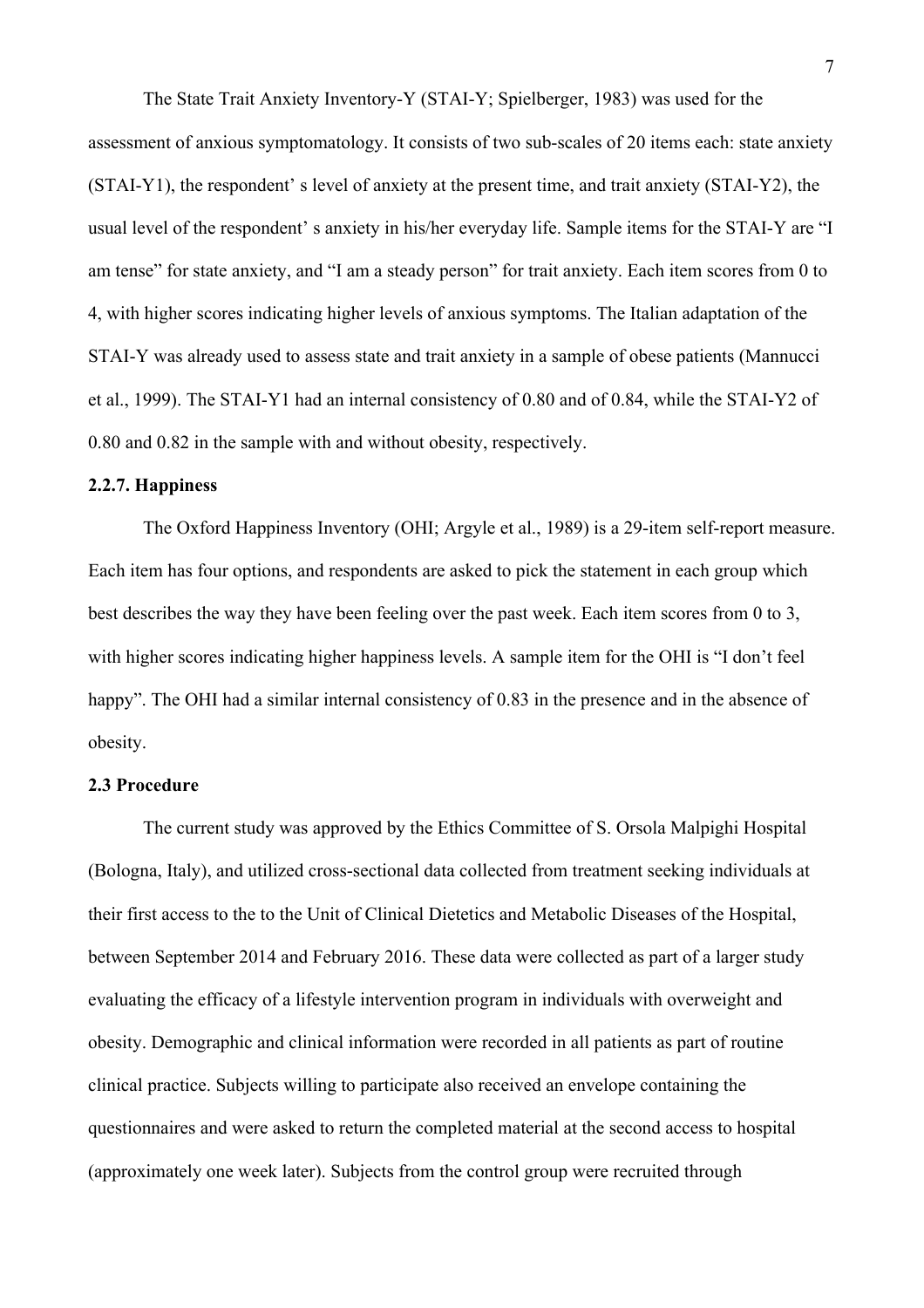The State Trait Anxiety Inventory-Y (STAI-Y; Spielberger, 1983) was used for the assessment of anxious symptomatology. It consists of two sub-scales of 20 items each: state anxiety (STAI-Y1), the respondent' s level of anxiety at the present time, and trait anxiety (STAI-Y2), the usual level of the respondent' s anxiety in his/her everyday life. Sample items for the STAI-Y are "I am tense" for state anxiety, and "I am a steady person" for trait anxiety. Each item scores from 0 to 4, with higher scores indicating higher levels of anxious symptoms. The Italian adaptation of the STAI-Y was already used to assess state and trait anxiety in a sample of obese patients (Mannucci et al., 1999). The STAI-Y1 had an internal consistency of 0.80 and of 0.84, while the STAI-Y2 of 0.80 and 0.82 in the sample with and without obesity, respectively.

#### 2.2.7. Happiness

The Oxford Happiness Inventory (OHI; Argyle et al., 1989) is a 29-item self-report measure. Each item has four options, and respondents are asked to pick the statement in each group which best describes the way they have been feeling over the past week. Each item scores from 0 to 3, with higher scores indicating higher happiness levels. A sample item for the OHI is "I don't feel happy". The OHI had a similar internal consistency of 0.83 in the presence and in the absence of obesity.

### 2.3 Procedure

The current study was approved by the Ethics Committee of S. Orsola Malpighi Hospital (Bologna, Italy), and utilized cross-sectional data collected from treatment seeking individuals at their first access to the to the to the Unit of Clinical Dietetics and Metabolic Diseases of the Hospital, between September 2014 and February 2016. These data were collected as part of a larger study evaluating the efficacy of a lifestyle intervention program in individuals with overweight and obesity. Demographic and clinical information were recorded in all patients as part of routine clinical practice. Subjects willing to participate also received an envelope containing the questionnaires and were asked to return the completed material at the second access to hospital (approximately one week later). Subjects from the control group were recruited through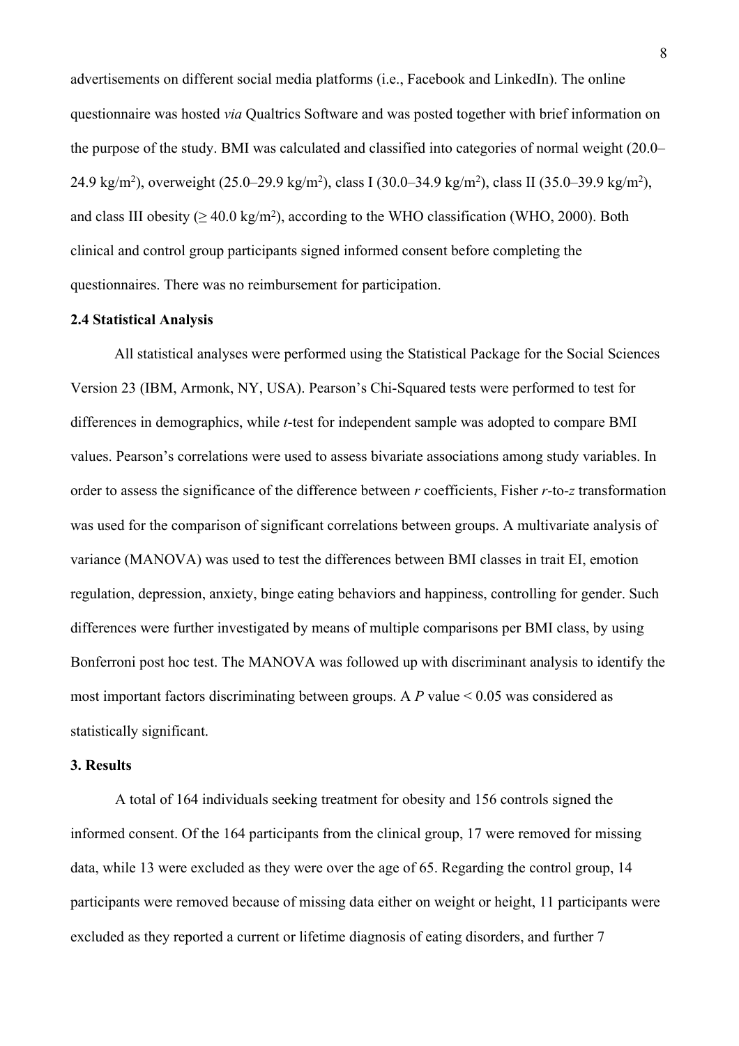advertisements on different social media platforms (i.e., Facebook and LinkedIn). The online questionnaire was hosted *via* Qualtrics Software and was posted together with brief information on the purpose of the study. BMI was calculated and classified into categories of normal weight (20.0–24.9 kg/m$^2$), overweight (25.0–29.9 kg/m$^2$), class I (30.0–34.9 kg/m$^2$), class II (35.0–39.9 kg/m$^2$), and class III obesity (≥ 40.0 kg/m$^2$), according to the WHO classification (WHO, 2000). Both clinical and control group participants signed informed consent before completing the questionnaires. There was no reimbursement for participation.

### 2.4 Statistical Analysis

All statistical analyses were performed using the Statistical Package for the Social Sciences Version 23 (IBM, Armonk, NY, USA). Pearson's Chi-Squared tests were performed to test for differences in demographics, while *t*-test for independent sample was adopted to compare BMI values. Pearson's correlations were used to assess bivariate associations among study variables. In order to assess the significance of the difference between *r* coefficients, Fisher *r*-to-*z* transformation was used for the comparison of significant correlations between groups. A multivariate analysis of variance (MANOVA) was used to test the differences between BMI classes in trait EI, emotion regulation, depression, anxiety, binge eating behaviors and happiness, controlling for gender. Such differences were further investigated by means of multiple comparisons per BMI class, by using Bonferroni post hoc test. The MANOVA was followed up with discriminant analysis to identify the most important factors discriminating between groups. A $P$ value $< 0.05$ was considered as statistically significant.

## 3. Results

A total of 164 individuals seeking treatment for obesity and 156 controls signed the informed consent. Of the 164 participants from the clinical group, 17 were removed for missing data, while 13 were excluded as they were over the age of 65. Regarding the control group, 14 participants were removed because of missing data either on weight or height, 11 participants were excluded as they reported a current or lifetime diagnosis of eating disorders, and further 7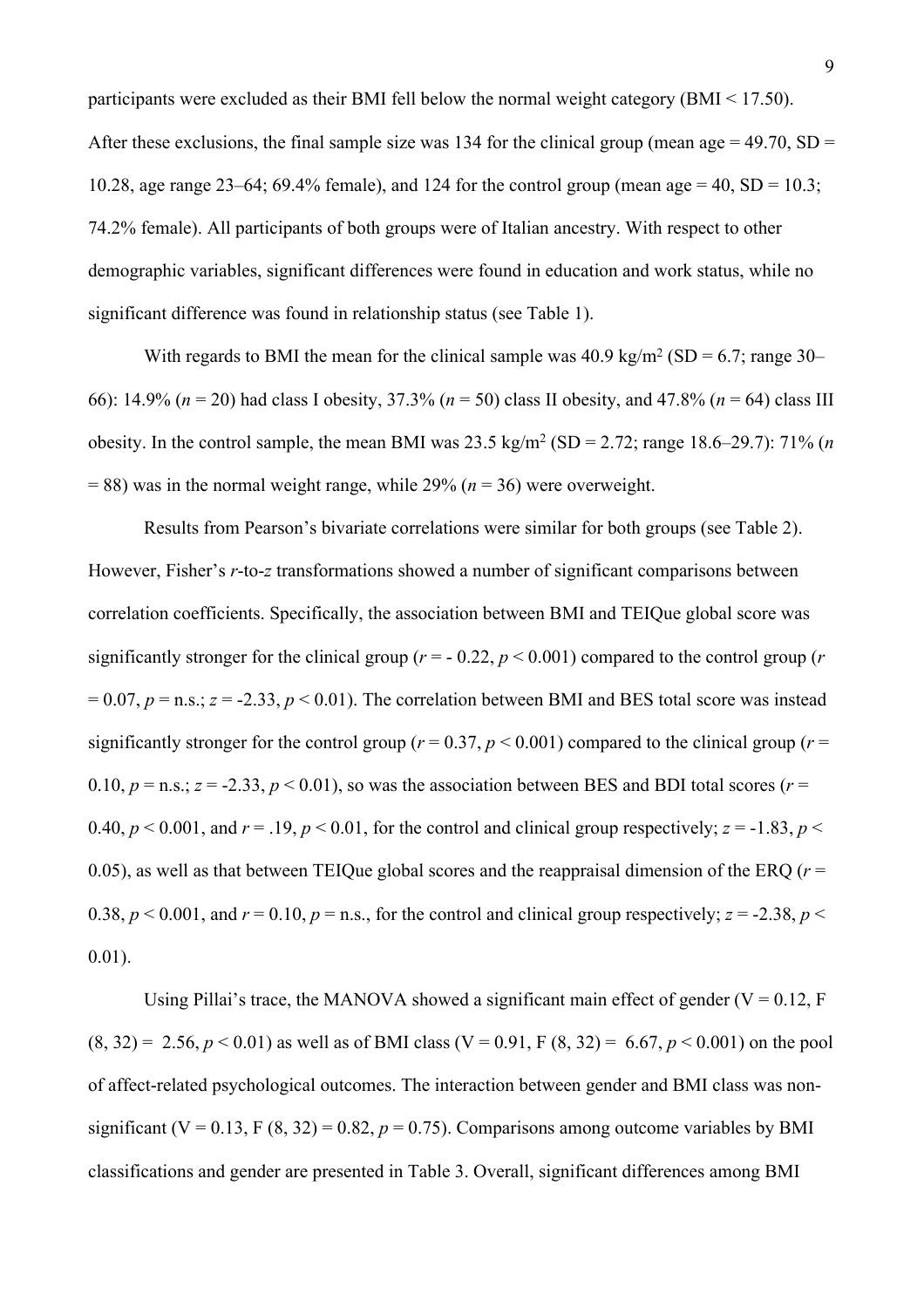participants were excluded as their BMI fell below the normal weight category (BMI < 17.50). After these exclusions, the final sample size was 134 for the clinical group (mean age = 49.70, SD = 10.28, age range 23–64; 69.4% female), and 124 for the control group (mean age = 40, SD = 10.3; 74.2% female). All participants of both groups were of Italian ancestry. With respect to other demographic variables, significant differences were found in education and work status, while no significant difference was found in relationship status (see Table 1).

With regards to BMI the mean for the clinical sample was 40.9 kg/m$^2$ (SD = 6.7; range 30–66): 14.9% ($n$ = 20) had class I obesity, 37.3% ($n$ = 50) class II obesity, and 47.8% ($n$ = 64) class III obesity. In the control sample, the mean BMI was 23.5 kg/m$^2$ (SD = 2.72; range 18.6–29.7): 71% ($n$ = 88) was in the normal weight range, while 29% ($n$ = 36) were overweight.

Results from Pearson's bivariate correlations were similar for both groups (see Table 2). However, Fisher's $r$-to-$z$ transformations showed a number of significant comparisons between correlation coefficients. Specifically, the association between BMI and TEIQue global score was significantly stronger for the clinical group ($r$ = - 0.22, $p$ < 0.001) compared to the control group ($r$ = 0.07, $p$ = n.s.; $z$ = -2.33, $p$ < 0.01). The correlation between BMI and BES total score was instead significantly stronger for the control group ($r$ = 0.37, $p$ < 0.001) compared to the clinical group ($r$ = 0.10, $p$ = n.s.; $z$ = -2.33, $p$ < 0.01), so was the association between BES and BDI total scores ($r$ = 0.40, $p$ < 0.001, and $r$ = .19, $p$ < 0.01, for the control and clinical group respectively; $z$ = -1.83, $p$ < 0.05), as well as that between TEIQue global scores and the reappraisal dimension of the ERQ ($r$ = 0.38, $p$ < 0.001, and $r$ = 0.10, $p$ = n.s., for the control and clinical group respectively; $z$ = -2.38, $p$ < 0.01).

Using Pillai's trace, the MANOVA showed a significant main effect of gender (V = 0.12, F (8, 32) = 2.56, $p$ < 0.01) as well as of BMI class (V = 0.91, F (8, 32) = 6.67, $p$ < 0.001) on the pool of affect-related psychological outcomes. The interaction between gender and BMI class was non-significant (V = 0.13, F (8, 32) = 0.82, $p$ = 0.75). Comparisons among outcome variables by BMI classifications and gender are presented in Table 3. Overall, significant differences among BMI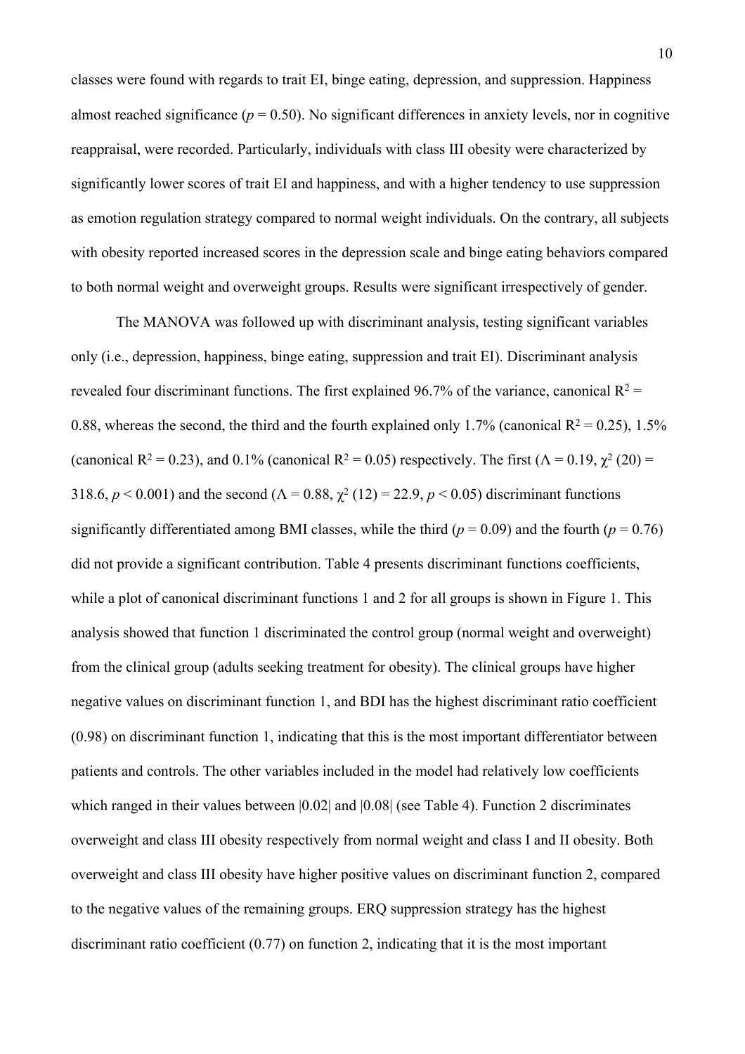classes were found with regards to trait EI, binge eating, depression, and suppression. Happiness almost reached significance ($p = 0.50$). No significant differences in anxiety levels, nor in cognitive reappraisal, were recorded. Particularly, individuals with class III obesity were characterized by significantly lower scores of trait EI and happiness, and with a higher tendency to use suppression as emotion regulation strategy compared to normal weight individuals. On the contrary, all subjects with obesity reported increased scores in the depression scale and binge eating behaviors compared to both normal weight and overweight groups. Results were significant irrespectively of gender.

The MANOVA was followed up with discriminant analysis, testing significant variables only (i.e., depression, happiness, binge eating, suppression and trait EI). Discriminant analysis revealed four discriminant functions. The first explained 96.7% of the variance, canonical $R^2 = 0.88$, whereas the second, the third and the fourth explained only 1.7% (canonical $R^2 = 0.25$), 1.5% (canonical $R^2 = 0.23$), and 0.1% (canonical $R^2 = 0.05$) respectively. The first ($\Lambda = 0.19$, $\chi^2$ (20) = 318.6, $p < 0.001$) and the second ($\Lambda = 0.88$, $\chi^2$ (12) = 22.9, $p < 0.05$) discriminant functions significantly differentiated among BMI classes, while the third ($p = 0.09$) and the fourth ($p = 0.76$) did not provide a significant contribution. Table 4 presents discriminant functions coefficients, while a plot of canonical discriminant functions 1 and 2 for all groups is shown in Figure 1. This analysis showed that function 1 discriminated the control group (normal weight and overweight) from the clinical group (adults seeking treatment for obesity). The clinical groups have higher negative values on discriminant function 1, and BDI has the highest discriminant ratio coefficient (0.98) on discriminant function 1, indicating that this is the most important differentiator between patients and controls. The other variables included in the model had relatively low coefficients which ranged in their values between |0.02| and |0.08| (see Table 4). Function 2 discriminates overweight and class III obesity respectively from normal weight and class I and II obesity. Both overweight and class III obesity have higher positive values on discriminant function 2, compared to the negative values of the remaining groups. ERQ suppression strategy has the highest discriminant ratio coefficient (0.77) on function 2, indicating that it is the most important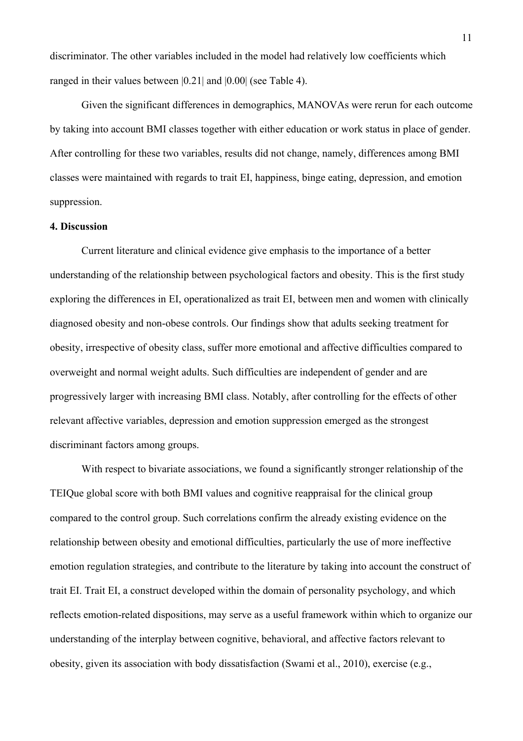discriminator. The other variables included in the model had relatively low coefficients which ranged in their values between |0.21| and |0.00| (see Table 4).

Given the significant differences in demographics, MANOVAs were rerun for each outcome by taking into account BMI classes together with either education or work status in place of gender. After controlling for these two variables, results did not change, namely, differences among BMI classes were maintained with regards to trait EI, happiness, binge eating, depression, and emotion suppression.

## 4. Discussion

Current literature and clinical evidence give emphasis to the importance of a better understanding of the relationship between psychological factors and obesity. This is the first study exploring the differences in EI, operationalized as trait EI, between men and women with clinically diagnosed obesity and non-obese controls. Our findings show that adults seeking treatment for obesity, irrespective of obesity class, suffer more emotional and affective difficulties compared to overweight and normal weight adults. Such difficulties are independent of gender and are progressively larger with increasing BMI class. Notably, after controlling for the effects of other relevant affective variables, depression and emotion suppression emerged as the strongest discriminant factors among groups.

With respect to bivariate associations, we found a significantly stronger relationship of the TEIQue global score with both BMI values and cognitive reappraisal for the clinical group compared to the control group. Such correlations confirm the already existing evidence on the relationship between obesity and emotional difficulties, particularly the use of more ineffective emotion regulation strategies, and contribute to the literature by taking into account the construct of trait EI. Trait EI, a construct developed within the domain of personality psychology, and which reflects emotion-related dispositions, may serve as a useful framework within which to organize our understanding of the interplay between cognitive, behavioral, and affective factors relevant to obesity, given its association with body dissatisfaction (Swami et al., 2010), exercise (e.g.,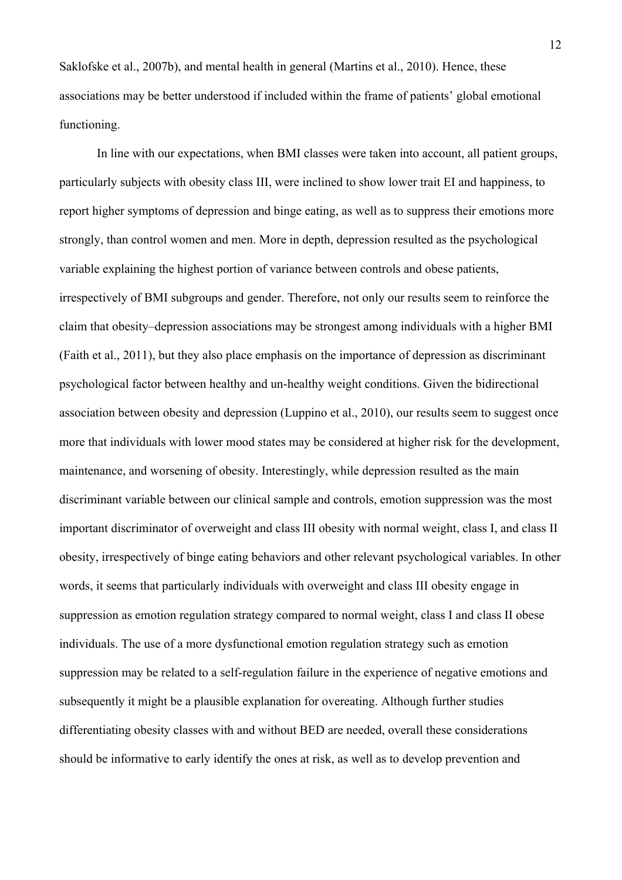Saklofske et al., 2007b), and mental health in general (Martins et al., 2010). Hence, these associations may be better understood if included within the frame of patients' global emotional functioning.

In line with our expectations, when BMI classes were taken into account, all patient groups, particularly subjects with obesity class III, were inclined to show lower trait EI and happiness, to report higher symptoms of depression and binge eating, as well as to suppress their emotions more strongly, than control women and men. More in depth, depression resulted as the psychological variable explaining the highest portion of variance between controls and obese patients, irrespectively of BMI subgroups and gender. Therefore, not only our results seem to reinforce the claim that obesity–depression associations may be strongest among individuals with a higher BMI (Faith et al., 2011), but they also place emphasis on the importance of depression as discriminant psychological factor between healthy and un-healthy weight conditions. Given the bidirectional association between obesity and depression (Luppino et al., 2010), our results seem to suggest once more that individuals with lower mood states may be considered at higher risk for the development, maintenance, and worsening of obesity. Interestingly, while depression resulted as the main discriminant variable between our clinical sample and controls, emotion suppression was the most important discriminator of overweight and class III obesity with normal weight, class I, and class II obesity, irrespectively of binge eating behaviors and other relevant psychological variables. In other words, it seems that particularly individuals with overweight and class III obesity engage in suppression as emotion regulation strategy compared to normal weight, class I and class II obese individuals. The use of a more dysfunctional emotion regulation strategy such as emotion suppression may be related to a self-regulation failure in the experience of negative emotions and subsequently it might be a plausible explanation for overeating. Although further studies differentiating obesity classes with and without BED are needed, overall these considerations should be informative to early identify the ones at risk, as well as to develop prevention and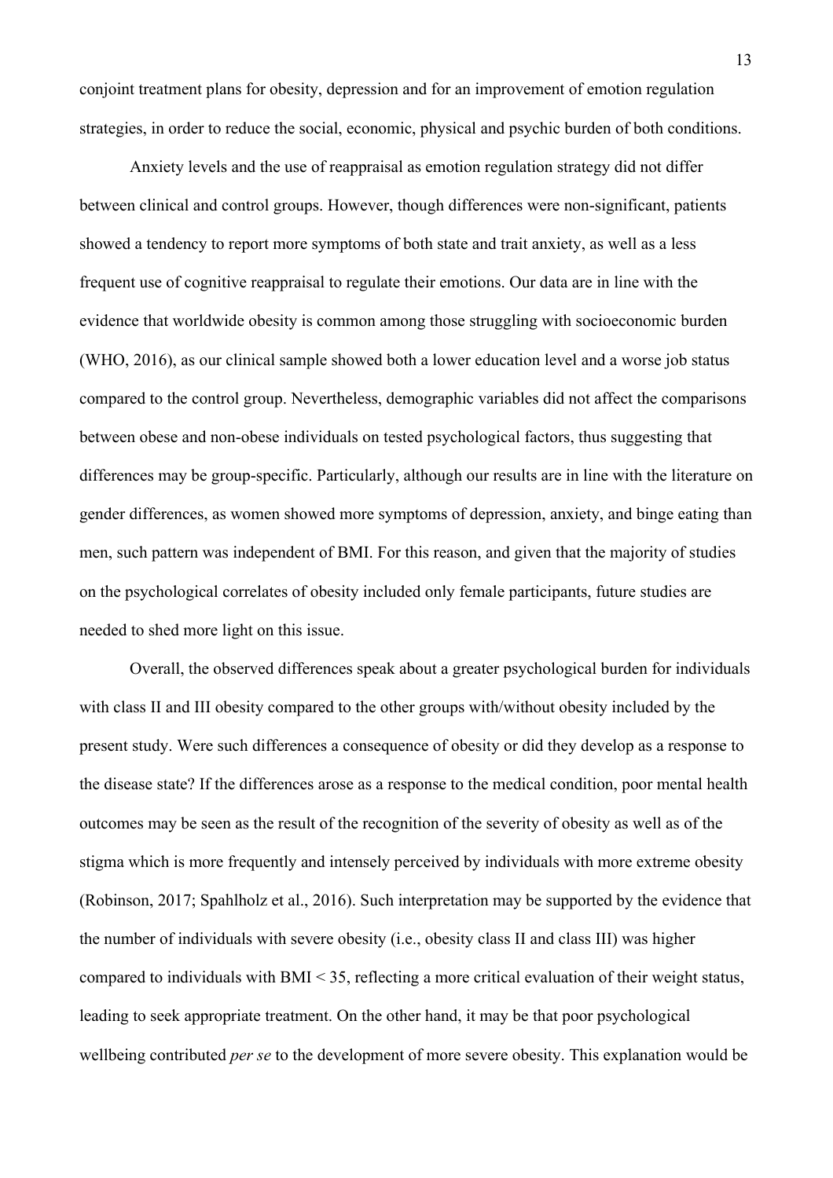conjoint treatment plans for obesity, depression and for an improvement of emotion regulation strategies, in order to reduce the social, economic, physical and psychic burden of both conditions.

Anxiety levels and the use of reappraisal as emotion regulation strategy did not differ between clinical and control groups. However, though differences were non-significant, patients showed a tendency to report more symptoms of both state and trait anxiety, as well as a less frequent use of cognitive reappraisal to regulate their emotions. Our data are in line with the evidence that worldwide obesity is common among those struggling with socioeconomic burden (WHO, 2016), as our clinical sample showed both a lower education level and a worse job status compared to the control group. Nevertheless, demographic variables did not affect the comparisons between obese and non-obese individuals on tested psychological factors, thus suggesting that differences may be group-specific. Particularly, although our results are in line with the literature on gender differences, as women showed more symptoms of depression, anxiety, and binge eating than men, such pattern was independent of BMI. For this reason, and given that the majority of studies on the psychological correlates of obesity included only female participants, future studies are needed to shed more light on this issue.

Overall, the observed differences speak about a greater psychological burden for individuals with class II and III obesity compared to the other groups with/without obesity included by the present study. Were such differences a consequence of obesity or did they develop as a response to the disease state? If the differences arose as a response to the medical condition, poor mental health outcomes may be seen as the result of the recognition of the severity of obesity as well as of the stigma which is more frequently and intensely perceived by individuals with more extreme obesity (Robinson, 2017; Spahlholz et al., 2016). Such interpretation may be supported by the evidence that the number of individuals with severe obesity (i.e., obesity class II and class III) was higher compared to individuals with BMI < 35, reflecting a more critical evaluation of their weight status, leading to seek appropriate treatment. On the other hand, it may be that poor psychological wellbeing contributed *per se* to the development of more severe obesity. This explanation would be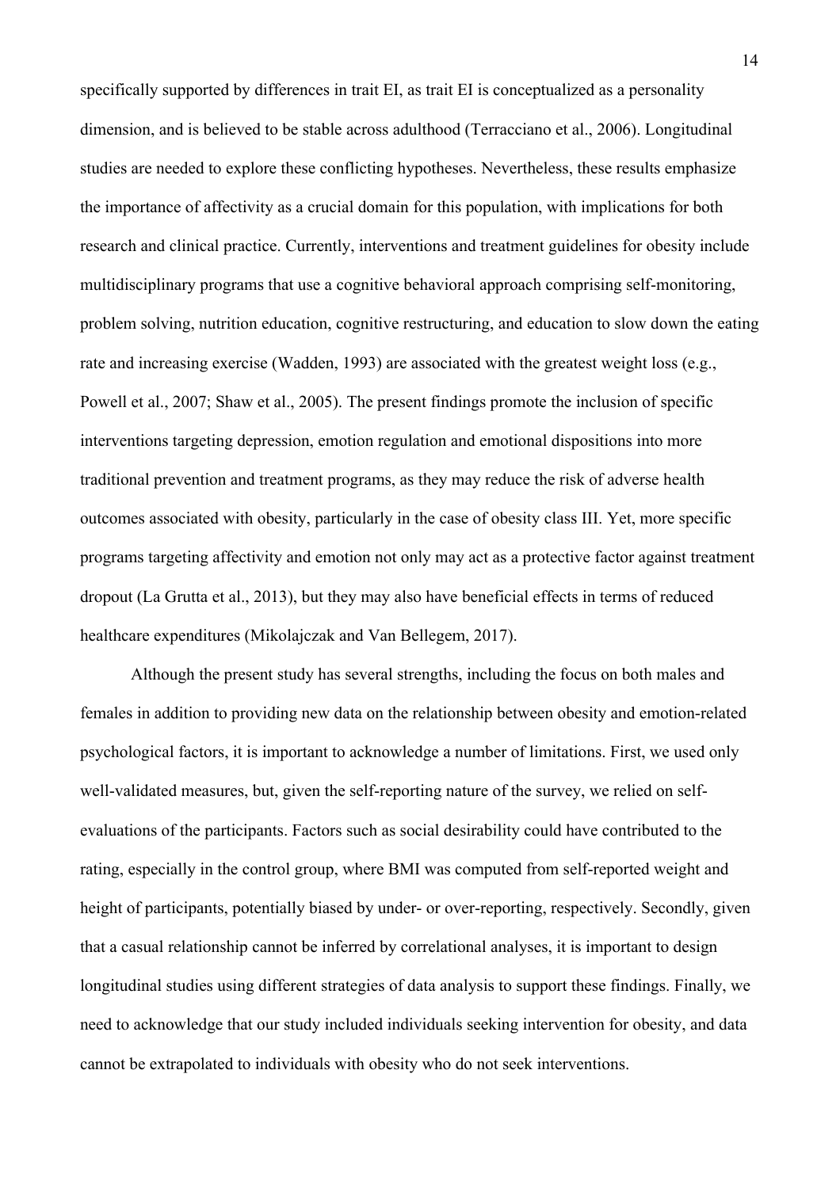specifically supported by differences in trait EI, as trait EI is conceptualized as a personality dimension, and is believed to be stable across adulthood (Terracciano et al., 2006). Longitudinal studies are needed to explore these conflicting hypotheses. Nevertheless, these results emphasize the importance of affectivity as a crucial domain for this population, with implications for both research and clinical practice. Currently, interventions and treatment guidelines for obesity include multidisciplinary programs that use a cognitive behavioral approach comprising self-monitoring, problem solving, nutrition education, cognitive restructuring, and education to slow down the eating rate and increasing exercise (Wadden, 1993) are associated with the greatest weight loss (e.g., Powell et al., 2007; Shaw et al., 2005). The present findings promote the inclusion of specific interventions targeting depression, emotion regulation and emotional dispositions into more traditional prevention and treatment programs, as they may reduce the risk of adverse health outcomes associated with obesity, particularly in the case of obesity class III. Yet, more specific programs targeting affectivity and emotion not only may act as a protective factor against treatment dropout (La Grutta et al., 2013), but they may also have beneficial effects in terms of reduced healthcare expenditures (Mikolajczak and Van Bellegem, 2017).

Although the present study has several strengths, including the focus on both males and females in addition to providing new data on the relationship between obesity and emotion-related psychological factors, it is important to acknowledge a number of limitations. First, we used only well-validated measures, but, given the self-reporting nature of the survey, we relied on self-evaluations of the participants. Factors such as social desirability could have contributed to the rating, especially in the control group, where BMI was computed from self-reported weight and height of participants, potentially biased by under- or over-reporting, respectively. Secondly, given that a casual relationship cannot be inferred by correlational analyses, it is important to design longitudinal studies using different strategies of data analysis to support these findings. Finally, we need to acknowledge that our study included individuals seeking intervention for obesity, and data cannot be extrapolated to individuals with obesity who do not seek interventions.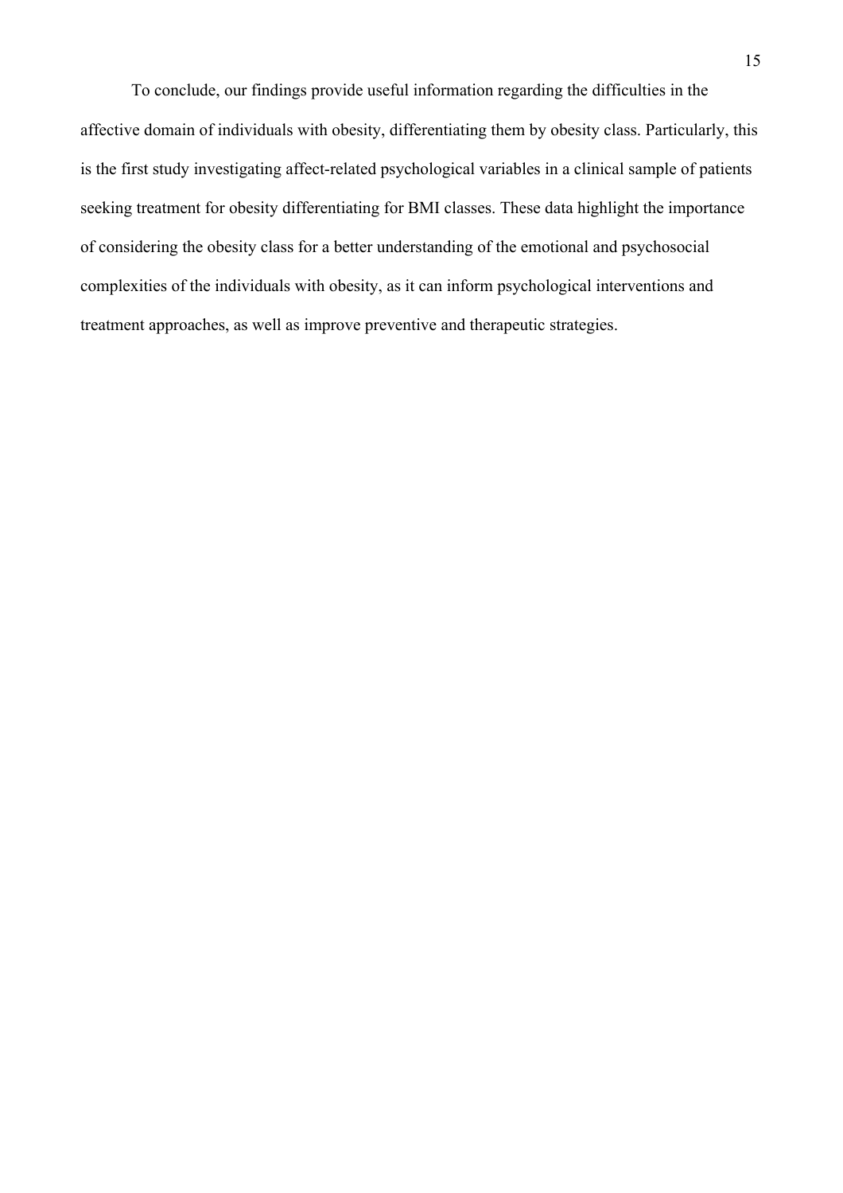To conclude, our findings provide useful information regarding the difficulties in the affective domain of individuals with obesity, differentiating them by obesity class. Particularly, this is the first study investigating affect-related psychological variables in a clinical sample of patients seeking treatment for obesity differentiating for BMI classes. These data highlight the importance of considering the obesity class for a better understanding of the emotional and psychosocial complexities of the individuals with obesity, as it can inform psychological interventions and treatment approaches, as well as improve preventive and therapeutic strategies.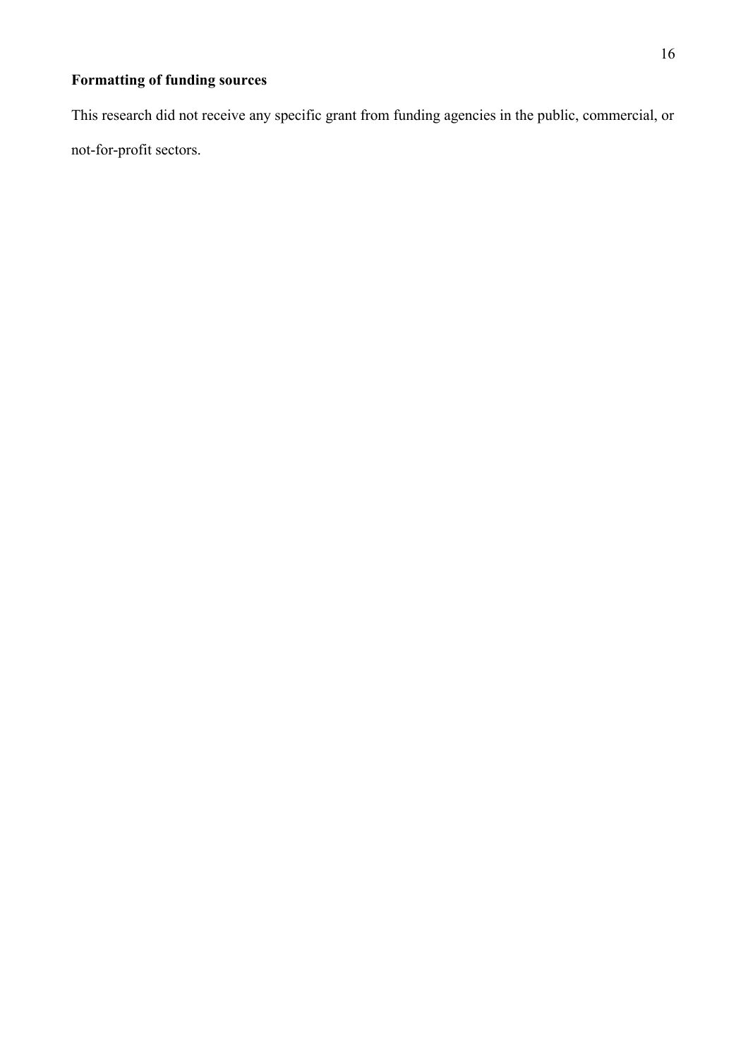**Formatting of funding sources**

This research did not receive any specific grant from funding agencies in the public, commercial, or not-for-profit sectors.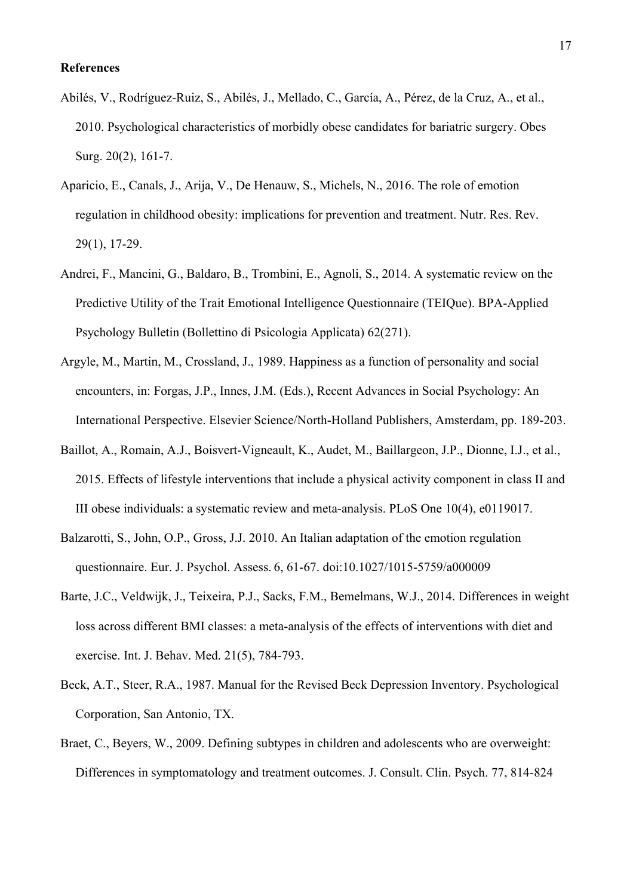**References**

Abilés, V., Rodríguez-Ruiz, S., Abilés, J., Mellado, C., García, A., Pérez, de la Cruz, A., et al., 2010. Psychological characteristics of morbidly obese candidates for bariatric surgery. Obes Surg. 20(2), 161-7.

Aparicio, E., Canals, J., Arija, V., De Henauw, S., Michels, N., 2016. The role of emotion regulation in childhood obesity: implications for prevention and treatment. Nutr. Res. Rev. 29(1), 17-29.

Andrei, F., Mancini, G., Baldaro, B., Trombini, E., Agnoli, S., 2014. A systematic review on the Predictive Utility of the Trait Emotional Intelligence Questionnaire (TEIQue). BPA-Applied Psychology Bulletin (Bollettino di Psicologia Applicata) 62(271).

Argyle, M., Martin, M., Crossland, J., 1989. Happiness as a function of personality and social encounters, in: Forgas, J.P., Innes, J.M. (Eds.), Recent Advances in Social Psychology: An International Perspective. Elsevier Science/North-Holland Publishers, Amsterdam, pp. 189-203.

Baillot, A., Romain, A.J., Boisvert-Vigneault, K., Audet, M., Baillargeon, J.P., Dionne, I.J., et al., 2015. Effects of lifestyle interventions that include a physical activity component in class II and III obese individuals: a systematic review and meta-analysis. PLoS One 10(4), e0119017.

Balzarotti, S., John, O.P., Gross, J.J. 2010. An Italian adaptation of the emotion regulation questionnaire. Eur. J. Psychol. Assess. 6, 61-67. doi:10.1027/1015-5759/a000009

Barte, J.C., Veldwijk, J., Teixeira, P.J., Sacks, F.M., Bemelmans, W.J., 2014. Differences in weight loss across different BMI classes: a meta-analysis of the effects of interventions with diet and exercise. Int. J. Behav. Med. 21(5), 784-793.

Beck, A.T., Steer, R.A., 1987. Manual for the Revised Beck Depression Inventory. Psychological Corporation, San Antonio, TX.

Braet, C., Beyers, W., 2009. Defining subtypes in children and adolescents who are overweight: Differences in symptomatology and treatment outcomes. J. Consult. Clin. Psych. 77, 814-824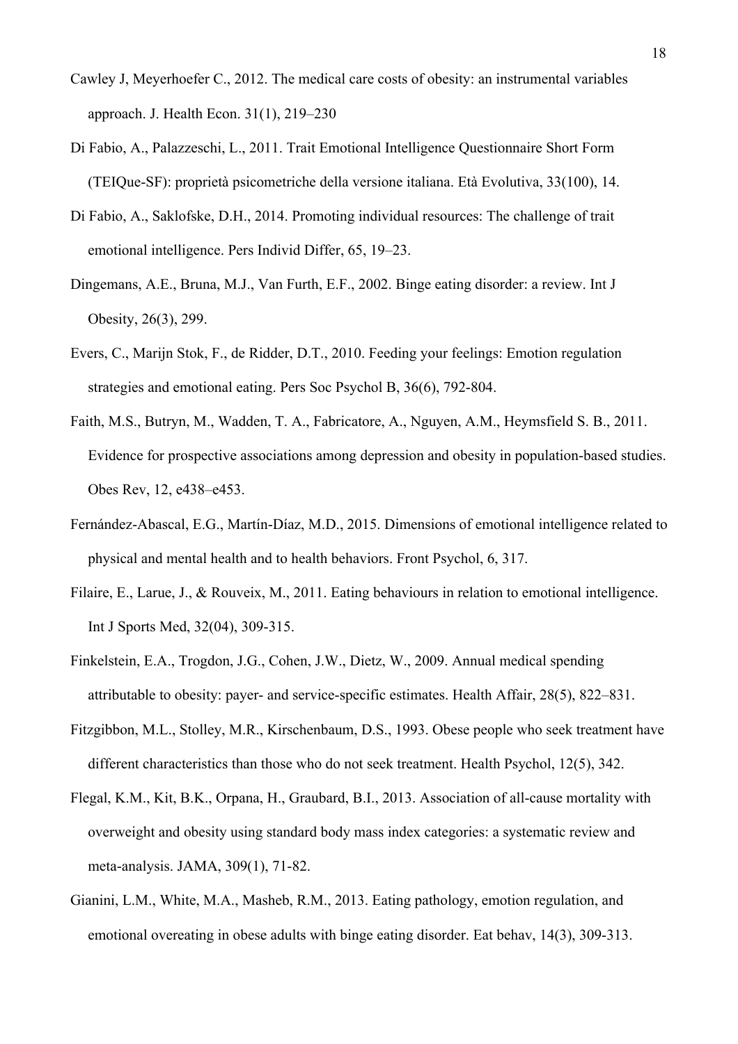Cawley J, Meyerhoefer C., 2012. The medical care costs of obesity: an instrumental variables approach. J. Health Econ. 31(1), 219–230

Di Fabio, A., Palazzeschi, L., 2011. Trait Emotional Intelligence Questionnaire Short Form (TEIQue-SF): proprietà psicometriche della versione italiana. Età Evolutiva, 33(100), 14.

Di Fabio, A., Saklofske, D.H., 2014. Promoting individual resources: The challenge of trait emotional intelligence. Pers Individ Differ, 65, 19–23.

Dingemans, A.E., Bruna, M.J., Van Furth, E.F., 2002. Binge eating disorder: a review. Int J Obesity, 26(3), 299.

Evers, C., Marijn Stok, F., de Ridder, D.T., 2010. Feeding your feelings: Emotion regulation strategies and emotional eating. Pers Soc Psychol B, 36(6), 792-804.

Faith, M.S., Butryn, M., Wadden, T. A., Fabricatore, A., Nguyen, A.M., Heymsfield S. B., 2011. Evidence for prospective associations among depression and obesity in population-based studies. Obes Rev, 12, e438–e453.

Fernández-Abascal, E.G., Martín-Díaz, M.D., 2015. Dimensions of emotional intelligence related to physical and mental health and to health behaviors. Front Psychol, 6, 317.

Filaire, E., Larue, J., & Rouveix, M., 2011. Eating behaviours in relation to emotional intelligence. Int J Sports Med, 32(04), 309-315.

Finkelstein, E.A., Trogdon, J.G., Cohen, J.W., Dietz, W., 2009. Annual medical spending attributable to obesity: payer- and service-specific estimates. Health Affair, 28(5), 822–831.

Fitzgibbon, M.L., Stolley, M.R., Kirschenbaum, D.S., 1993. Obese people who seek treatment have different characteristics than those who do not seek treatment. Health Psychol, 12(5), 342.

Flegal, K.M., Kit, B.K., Orpana, H., Graubard, B.I., 2013. Association of all-cause mortality with overweight and obesity using standard body mass index categories: a systematic review and meta-analysis. JAMA, 309(1), 71-82.

Gianini, L.M., White, M.A., Masheb, R.M., 2013. Eating pathology, emotion regulation, and emotional overeating in obese adults with binge eating disorder. Eat behav, 14(3), 309-313.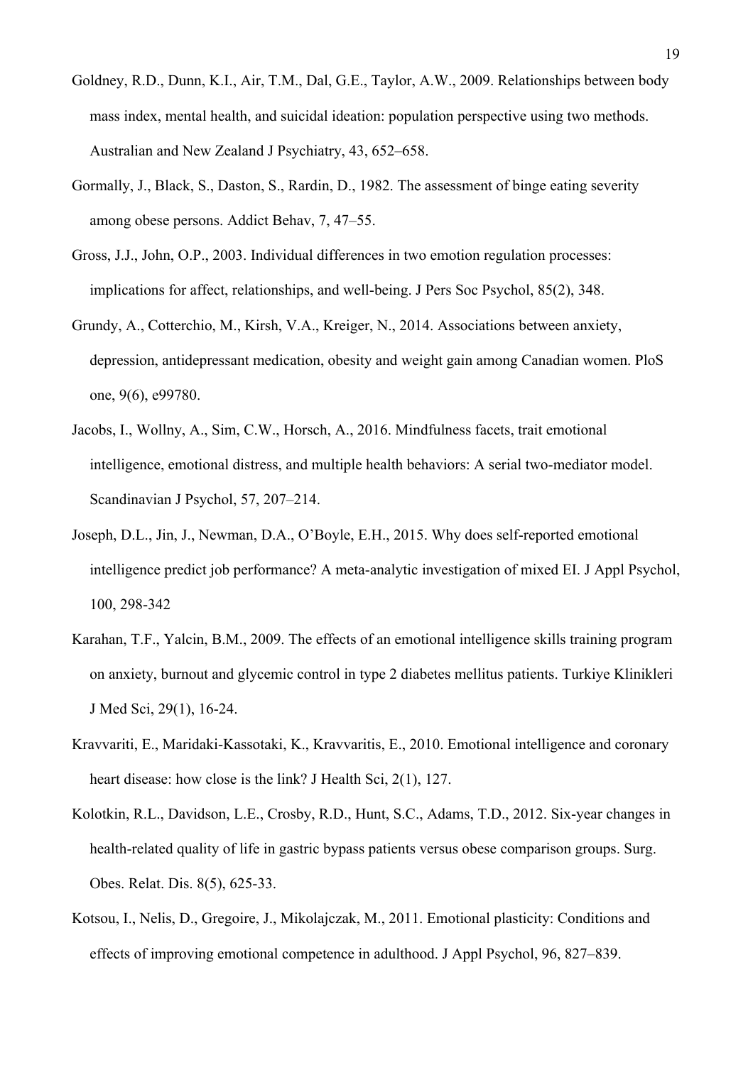Goldney, R.D., Dunn, K.I., Air, T.M., Dal, G.E., Taylor, A.W., 2009. Relationships between body mass index, mental health, and suicidal ideation: population perspective using two methods. Australian and New Zealand J Psychiatry, 43, 652–658.

Gormally, J., Black, S., Daston, S., Rardin, D., 1982. The assessment of binge eating severity among obese persons. Addict Behav, 7, 47–55.

Gross, J.J., John, O.P., 2003. Individual differences in two emotion regulation processes: implications for affect, relationships, and well-being. J Pers Soc Psychol, 85(2), 348.

Grundy, A., Cotterchio, M., Kirsh, V.A., Kreiger, N., 2014. Associations between anxiety, depression, antidepressant medication, obesity and weight gain among Canadian women. PloS one, 9(6), e99780.

Jacobs, I., Wollny, A., Sim, C.W., Horsch, A., 2016. Mindfulness facets, trait emotional intelligence, emotional distress, and multiple health behaviors: A serial two-mediator model. Scandinavian J Psychol, 57, 207–214.

Joseph, D.L., Jin, J., Newman, D.A., O'Boyle, E.H., 2015. Why does self-reported emotional intelligence predict job performance? A meta-analytic investigation of mixed EI. J Appl Psychol, 100, 298-342

Karahan, T.F., Yalcin, B.M., 2009. The effects of an emotional intelligence skills training program on anxiety, burnout and glycemic control in type 2 diabetes mellitus patients. Turkiye Klinikleri J Med Sci, 29(1), 16-24.

Kravvariti, E., Maridaki-Kassotaki, K., Kravvaritis, E., 2010. Emotional intelligence and coronary heart disease: how close is the link? J Health Sci, 2(1), 127.

Kolotkin, R.L., Davidson, L.E., Crosby, R.D., Hunt, S.C., Adams, T.D., 2012. Six-year changes in health-related quality of life in gastric bypass patients versus obese comparison groups. Surg. Obes. Relat. Dis. 8(5), 625-33.

Kotsou, I., Nelis, D., Gregoire, J., Mikolajczak, M., 2011. Emotional plasticity: Conditions and effects of improving emotional competence in adulthood. J Appl Psychol, 96, 827–839.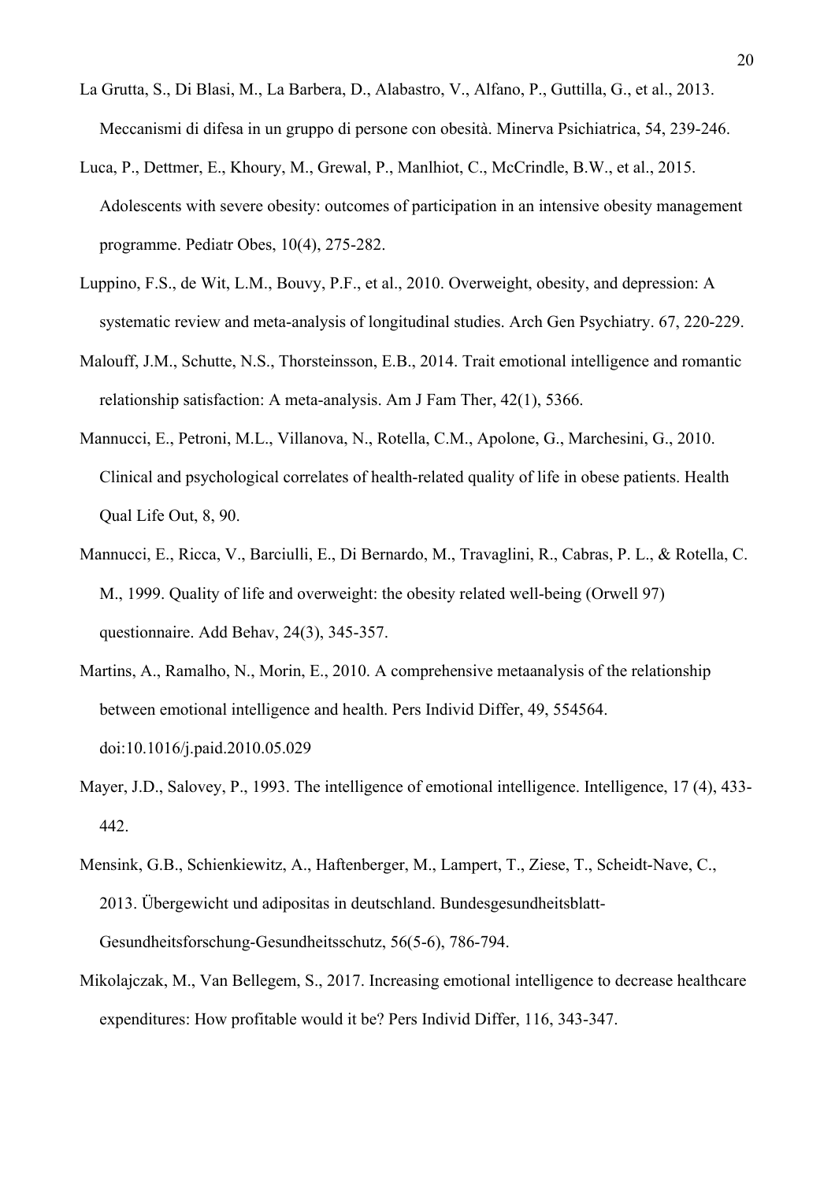La Grutta, S., Di Blasi, M., La Barbera, D., Alabastro, V., Alfano, P., Guttilla, G., et al., 2013. Meccanismi di difesa in un gruppo di persone con obesità. Minerva Psichiatrica, 54, 239-246.

Luca, P., Dettmer, E., Khoury, M., Grewal, P., Manlhiot, C., McCrindle, B.W., et al., 2015. Adolescents with severe obesity: outcomes of participation in an intensive obesity management programme. Pediatr Obes, 10(4), 275-282.

Luppino, F.S., de Wit, L.M., Bouvy, P.F., et al., 2010. Overweight, obesity, and depression: A systematic review and meta-analysis of longitudinal studies. Arch Gen Psychiatry. 67, 220-229.

Malouff, J.M., Schutte, N.S., Thorsteinsson, E.B., 2014. Trait emotional intelligence and romantic relationship satisfaction: A meta-analysis. Am J Fam Ther, 42(1), 5366.

Mannucci, E., Petroni, M.L., Villanova, N., Rotella, C.M., Apolone, G., Marchesini, G., 2010. Clinical and psychological correlates of health-related quality of life in obese patients. Health Qual Life Out, 8, 90.

Mannucci, E., Ricca, V., Barciulli, E., Di Bernardo, M., Travaglini, R., Cabras, P. L., & Rotella, C. M., 1999. Quality of life and overweight: the obesity related well-being (Orwell 97) questionnaire. Add Behav, 24(3), 345-357.

Martins, A., Ramalho, N., Morin, E., 2010. A comprehensive metaanalysis of the relationship between emotional intelligence and health. Pers Individ Differ, 49, 554564. doi:10.1016/j.paid.2010.05.029

Mayer, J.D., Salovey, P., 1993. The intelligence of emotional intelligence. Intelligence, 17 (4), 433-442.

Mensink, G.B., Schienkiewitz, A., Haftenberger, M., Lampert, T., Ziese, T., Scheidt-Nave, C., 2013. Übergewicht und adipositas in deutschland. Bundesgesundheitsblatt-Gesundheitsforschung-Gesundheitsschutz, 56(5-6), 786-794.

Mikolajczak, M., Van Bellegem, S., 2017. Increasing emotional intelligence to decrease healthcare expenditures: How profitable would it be? Pers Individ Differ, 116, 343-347.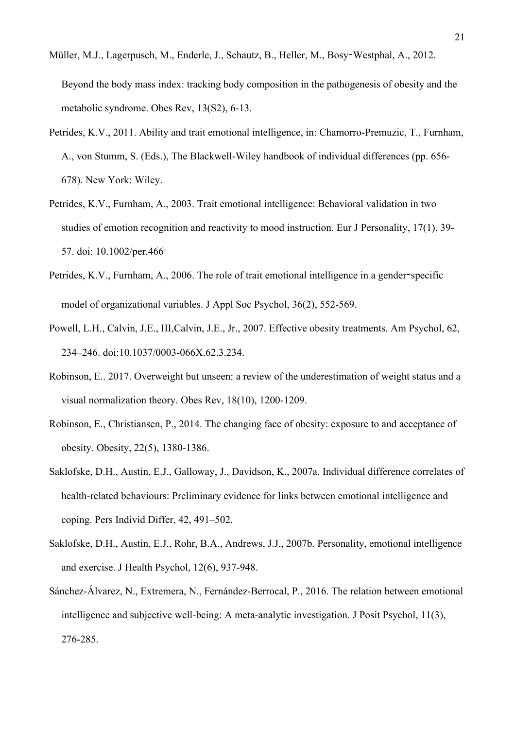Müller, M.J., Lagerpusch, M., Enderle, J., Schautz, B., Heller, M., Bosy-Westphal, A., 2012. Beyond the body mass index: tracking body composition in the pathogenesis of obesity and the metabolic syndrome. Obes Rev, 13(S2), 6-13.

Petrides, K.V., 2011. Ability and trait emotional intelligence, in: Chamorro-Premuzic, T., Furnham, A., von Stumm, S. (Eds.), The Blackwell-Wiley handbook of individual differences (pp. 656-678). New York: Wiley.

Petrides, K.V., Furnham, A., 2003. Trait emotional intelligence: Behavioral validation in two studies of emotion recognition and reactivity to mood instruction. Eur J Personality, 17(1), 39-57. doi: 10.1002/per.466

Petrides, K.V., Furnham, A., 2006. The role of trait emotional intelligence in a gender-specific model of organizational variables. J Appl Soc Psychol, 36(2), 552-569.

Powell, L.H., Calvin, J.E., III,Calvin, J.E., Jr., 2007. Effective obesity treatments. Am Psychol, 62, 234–246. doi:10.1037/0003-066X.62.3.234.

Robinson, E.. 2017. Overweight but unseen: a review of the underestimation of weight status and a visual normalization theory. Obes Rev, 18(10), 1200-1209.

Robinson, E., Christiansen, P., 2014. The changing face of obesity: exposure to and acceptance of obesity. Obesity, 22(5), 1380-1386.

Saklofske, D.H., Austin, E.J., Galloway, J., Davidson, K., 2007a. Individual difference correlates of health-related behaviours: Preliminary evidence for links between emotional intelligence and coping. Pers Individ Differ, 42, 491–502.

Saklofske, D.H., Austin, E.J., Rohr, B.A., Andrews, J.J., 2007b. Personality, emotional intelligence and exercise. J Health Psychol, 12(6), 937-948.

Sánchez-Álvarez, N., Extremera, N., Fernández-Berrocal, P., 2016. The relation between emotional intelligence and subjective well-being: A meta-analytic investigation. J Posit Psychol, 11(3), 276-285.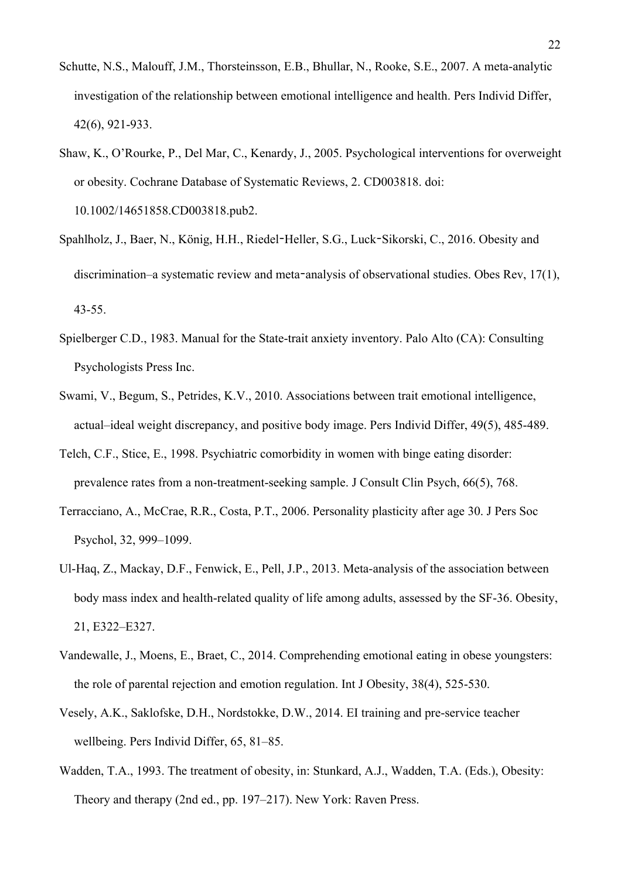Schutte, N.S., Malouff, J.M., Thorsteinsson, E.B., Bhullar, N., Rooke, S.E., 2007. A meta-analytic investigation of the relationship between emotional intelligence and health. Pers Individ Differ, 42(6), 921-933.

Shaw, K., O'Rourke, P., Del Mar, C., Kenardy, J., 2005. Psychological interventions for overweight or obesity. Cochrane Database of Systematic Reviews, 2. CD003818. doi: 10.1002/14651858.CD003818.pub2.

Spahlholz, J., Baer, N., König, H.H., Riedel‐Heller, S.G., Luck‐Sikorski, C., 2016. Obesity and discrimination–a systematic review and meta‐analysis of observational studies. Obes Rev, 17(1), 43-55.

Spielberger C.D., 1983. Manual for the State-trait anxiety inventory. Palo Alto (CA): Consulting Psychologists Press Inc.

Swami, V., Begum, S., Petrides, K.V., 2010. Associations between trait emotional intelligence, actual–ideal weight discrepancy, and positive body image. Pers Individ Differ, 49(5), 485-489.

Telch, C.F., Stice, E., 1998. Psychiatric comorbidity in women with binge eating disorder: prevalence rates from a non-treatment-seeking sample. J Consult Clin Psych, 66(5), 768.

Terracciano, A., McCrae, R.R., Costa, P.T., 2006. Personality plasticity after age 30. J Pers Soc Psychol, 32, 999–1099.

Ul-Haq, Z., Mackay, D.F., Fenwick, E., Pell, J.P., 2013. Meta-analysis of the association between body mass index and health-related quality of life among adults, assessed by the SF-36. Obesity, 21, E322–E327.

Vandewalle, J., Moens, E., Braet, C., 2014. Comprehending emotional eating in obese youngsters: the role of parental rejection and emotion regulation. Int J Obesity, 38(4), 525-530.

Vesely, A.K., Saklofske, D.H., Nordstokke, D.W., 2014. EI training and pre-service teacher wellbeing. Pers Individ Differ, 65, 81–85.

Wadden, T.A., 1993. The treatment of obesity, in: Stunkard, A.J., Wadden, T.A. (Eds.), Obesity: Theory and therapy (2nd ed., pp. 197–217). New York: Raven Press.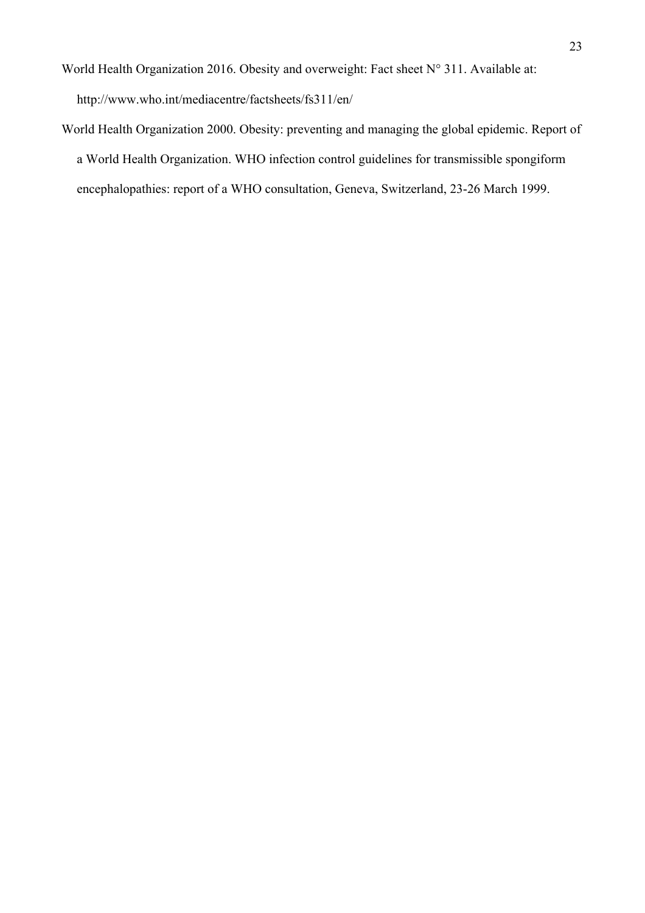World Health Organization 2016. Obesity and overweight: Fact sheet N° 311. Available at: http://www.who.int/mediacentre/factsheets/fs311/en/

World Health Organization 2000. Obesity: preventing and managing the global epidemic. Report of a World Health Organization. WHO infection control guidelines for transmissible spongiform encephalopathies: report of a WHO consultation, Geneva, Switzerland, 23-26 March 1999.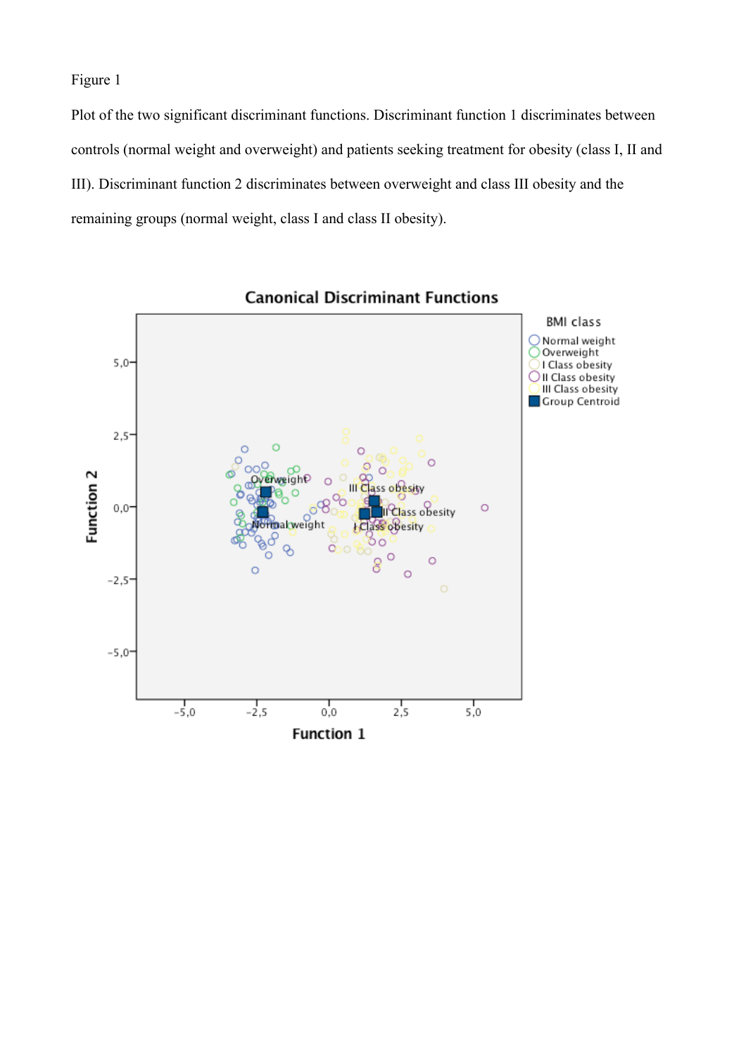Figure 1

Plot of the two significant discriminant functions. Discriminant function 1 discriminates between controls (normal weight and overweight) and patients seeking treatment for obesity (class I, II and III). Discriminant function 2 discriminates between overweight and class III obesity and the remaining groups (normal weight, class I and class II obesity).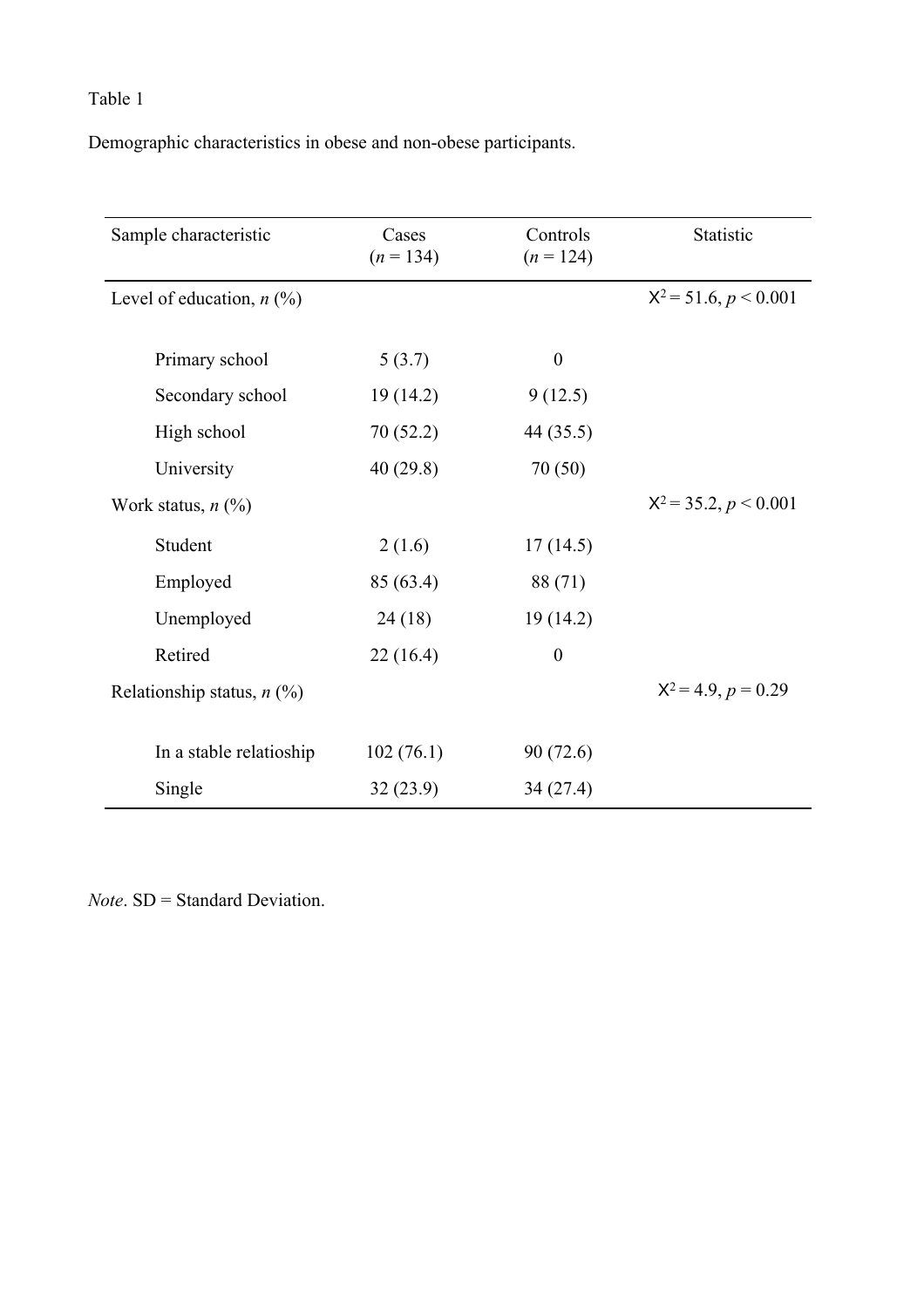Table 1

Demographic characteristics in obese and non-obese participants.

| Sample characteristic | Cases ($n$ = 134) | Controls ($n$ = 124) | Statistic |
|---|---|---|---|
| Level of education, $n$ (%) | | | $X^2 = 51.6$, $p < 0.001$ |
| Primary school | 5 (3.7) | 0 | |
| Secondary school | 19 (14.2) | 9 (12.5) | |
| High school | 70 (52.2) | 44 (35.5) | |
| University | 40 (29.8) | 70 (50) | |
| Work status, $n$ (%) | | | $X^2 = 35.2$, $p < 0.001$ |
| Student | 2 (1.6) | 17 (14.5) | |
| Employed | 85 (63.4) | 88 (71) | |
| Unemployed | 24 (18) | 19 (14.2) | |
| Retired | 22 (16.4) | 0 | |
| Relationship status, $n$ (%) | | | $X^2 = 4.9$, $p = 0.29$ |
| In a stable relatioship | 102 (76.1) | 90 (72.6) | |
| Single | 32 (23.9) | 34 (27.4) | |

*Note*. SD = Standard Deviation.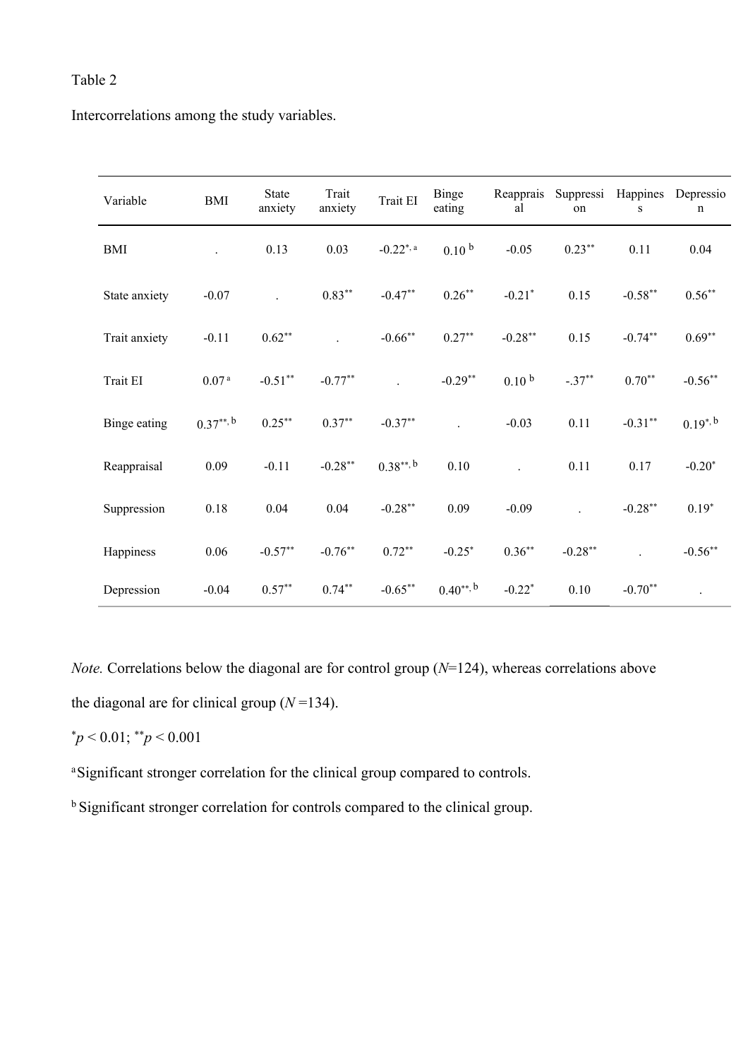Table 2

Intercorrelations among the study variables.

| Variable | BMI | State anxiety | Trait anxiety | Trait EI | Binge eating | Reappraisal | Suppression | Happiness | Depression |
|---|---|---|---|---|---|---|---|---|---|
| BMI | . | 0.13 | 0.03 | -0.22[*, a] | 0.10 [b] | -0.05 | 0.23[**] | 0.11 | 0.04 |
| State anxiety | -0.07 | . | 0.83[**] | -0.47[**] | 0.26[**] | -0.21[*] | 0.15 | -0.58[**] | 0.56[**] |
| Trait anxiety | -0.11 | 0.62[**] | . | -0.66[**] | 0.27[**] | -0.28[**] | 0.15 | -0.74[**] | 0.69[**] |
| Trait EI | 0.07 [a] | -0.51[**] | -0.77[**] | . | -0.29[**] | 0.10 [b] | -.37[**] | 0.70[**] | -0.56[**] |
| Binge eating | 0.37[**, b] | 0.25[**] | 0.37[**] | -0.37[**] | . | -0.03 | 0.11 | -0.31[**] | 0.19[*, b] |
| Reappraisal | 0.09 | -0.11 | -0.28[**] | 0.38[**, b] | 0.10 | . | 0.11 | 0.17 | -0.20[*] |
| Suppression | 0.18 | 0.04 | 0.04 | -0.28[**] | 0.09 | -0.09 | . | -0.28[**] | 0.19[*] |
| Happiness | 0.06 | -0.57[**] | -0.76[**] | 0.72[**] | -0.25[*] | 0.36[**] | -0.28[**] | . | -0.56[**] |
| Depression | -0.04 | 0.57[**] | 0.74[**] | -0.65[**] | 0.40[**, b] | -0.22[*] | 0.10 | -0.70[**] | . |

*Note.* Correlations below the diagonal are for control group (*N*=124), whereas correlations above the diagonal are for clinical group (*N* =134).

[*]*p* < 0.01; [**]*p* < 0.001

[a] Significant stronger correlation for the clinical group compared to controls.

[b] Significant stronger correlation for controls compared to the clinical group.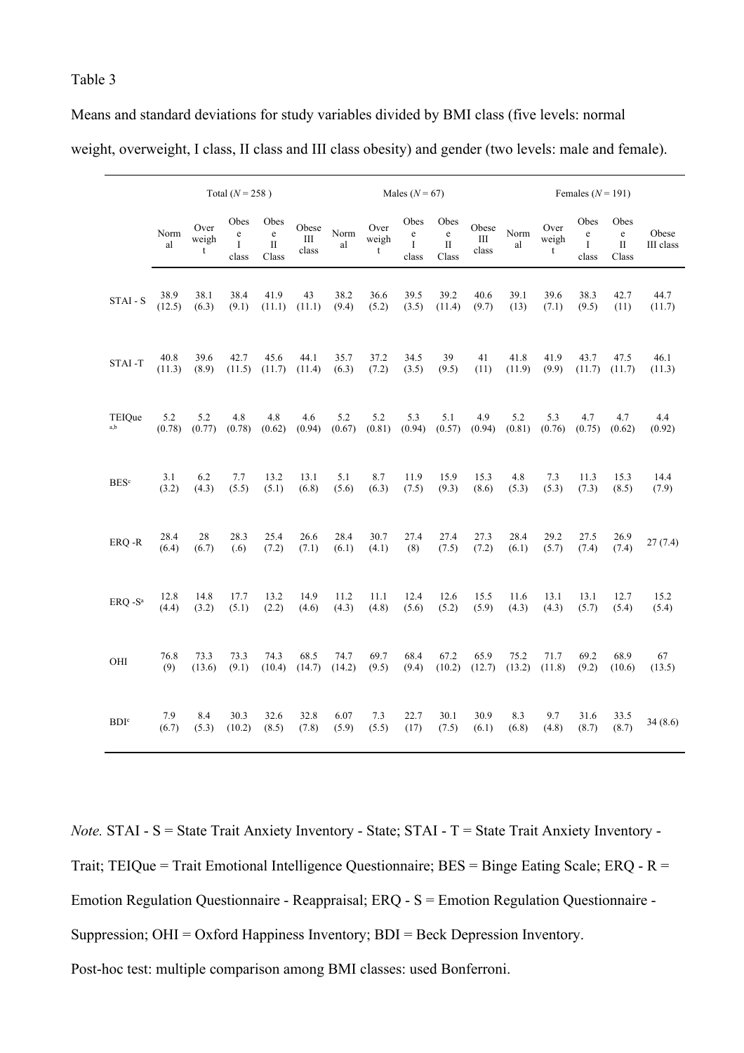Table 3

Means and standard deviations for study variables divided by BMI class (five levels: normal weight, overweight, I class, II class and III class obesity) and gender (two levels: male and female).

| | Total ($N$ = 258 ) | | | | | Males ($N$ = 67) | | | | | Females ($N$ = 191) | | | | |
|---|---|---|---|---|---|---|---|---|---|---|---|---|---|---|---|
| | Normal | Overweight | Obese I class | Obese II Class | Obese III class | Normal | Overweight | Obese I class | Obese II Class | Obese III class | Normal | Overweight | Obese I class | Obese II Class | Obese III class |
| STAI - S | 38.9 (12.5) | 38.1 (6.3) | 38.4 (9.1) | 41.9 (11.1) | 43 (11.1) | 38.2 (9.4) | 36.6 (5.2) | 39.5 (3.5) | 39.2 (11.4) | 40.6 (9.7) | 39.1 (13) | 39.6 (7.1) | 38.3 (9.5) | 42.7 (11) | 44.7 (11.7) |
| STAI -T | 40.8 (11.3) | 39.6 (8.9) | 42.7 (11.5) | 45.6 (11.7) | 44.1 (11.4) | 35.7 (6.3) | 37.2 (7.2) | 34.5 (3.5) | 39 (9.5) | 41 (11) | 41.8 (11.9) | 41.9 (9.9) | 43.7 (11.7) | 47.5 (11.7) | 46.1 (11.3) |
| TEIQue[a,b] | 5.2 (0.78) | 5.2 (0.77) | 4.8 (0.78) | 4.8 (0.62) | 4.6 (0.94) | 5.2 (0.67) | 5.2 (0.81) | 5.3 (0.94) | 5.1 (0.57) | 4.9 (0.94) | 5.2 (0.81) | 5.3 (0.76) | 4.7 (0.75) | 4.7 (0.62) | 4.4 (0.92) |
| BES[c] | 3.1 (3.2) | 6.2 (4.3) | 7.7 (5.5) | 13.2 (5.1) | 13.1 (6.8) | 5.1 (5.6) | 8.7 (6.3) | 11.9 (7.5) | 15.9 (9.3) | 15.3 (8.6) | 4.8 (5.3) | 7.3 (5.3) | 11.3 (7.3) | 15.3 (8.5) | 14.4 (7.9) |
| ERQ -R | 28.4 (6.4) | 28 (6.7) | 28.3 (.6) | 25.4 (7.2) | 26.6 (7.1) | 28.4 (6.1) | 30.7 (4.1) | 27.4 (8) | 27.4 (7.5) | 27.3 (7.2) | 28.4 (6.1) | 29.2 (5.7) | 27.5 (7.4) | 26.9 (7.4) | 27 (7.4) |
| ERQ -S[a] | 12.8 (4.4) | 14.8 (3.2) | 17.7 (5.1) | 13.2 (2.2) | 14.9 (4.6) | 11.2 (4.3) | 11.1 (4.8) | 12.4 (5.6) | 12.6 (5.2) | 15.5 (5.9) | 11.6 (4.3) | 13.1 (4.3) | 13.1 (5.7) | 12.7 (5.4) | 15.2 (5.4) |
| OHI | 76.8 (9) | 73.3 (13.6) | 73.3 (9.1) | 74.3 (10.4) | 68.5 (14.7) | 74.7 (14.2) | 69.7 (9.5) | 68.4 (9.4) | 67.2 (10.2) | 65.9 (12.7) | 75.2 (13.2) | 71.7 (11.8) | 69.2 (9.2) | 68.9 (10.6) | 67 (13.5) |
| BDI[c] | 7.9 (6.7) | 8.4 (5.3) | 30.3 (10.2) | 32.6 (8.5) | 32.8 (7.8) | 6.07 (5.9) | 7.3 (5.5) | 22.7 (17) | 30.1 (7.5) | 30.9 (6.1) | 8.3 (6.8) | 9.7 (4.8) | 31.6 (8.7) | 33.5 (8.7) | 34 (8.6) |

*Note.* STAI - S = State Trait Anxiety Inventory - State; STAI - T = State Trait Anxiety Inventory - Trait; TEIQue = Trait Emotional Intelligence Questionnaire; BES = Binge Eating Scale; ERQ - R = Emotion Regulation Questionnaire - Reappraisal; ERQ - S = Emotion Regulation Questionnaire - Suppression; OHI = Oxford Happiness Inventory; BDI = Beck Depression Inventory.

Post-hoc test: multiple comparison among BMI classes: used Bonferroni.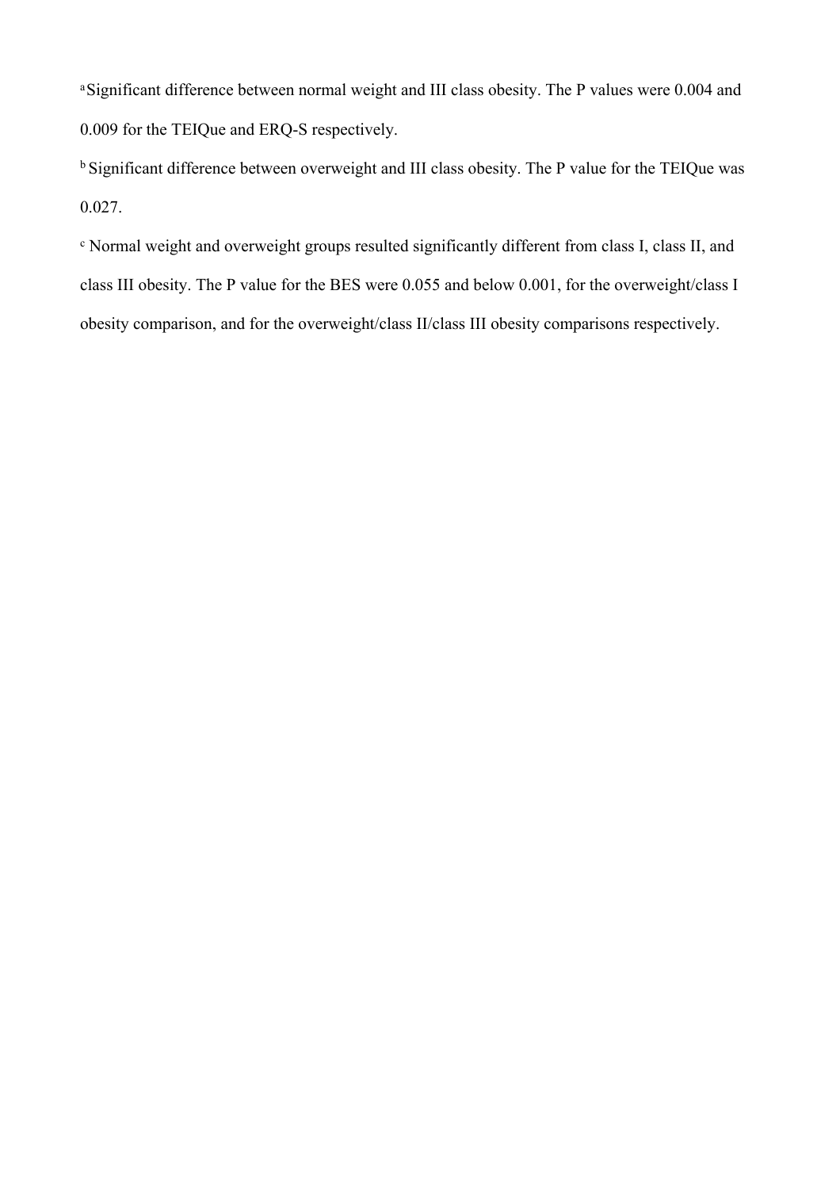[a] Significant difference between normal weight and III class obesity. The P values were 0.004 and 0.009 for the TEIQue and ERQ-S respectively.

[b] Significant difference between overweight and III class obesity. The P value for the TEIQue was 0.027.

[c] Normal weight and overweight groups resulted significantly different from class I, class II, and class III obesity. The P value for the BES were 0.055 and below 0.001, for the overweight/class I obesity comparison, and for the overweight/class II/class III obesity comparisons respectively.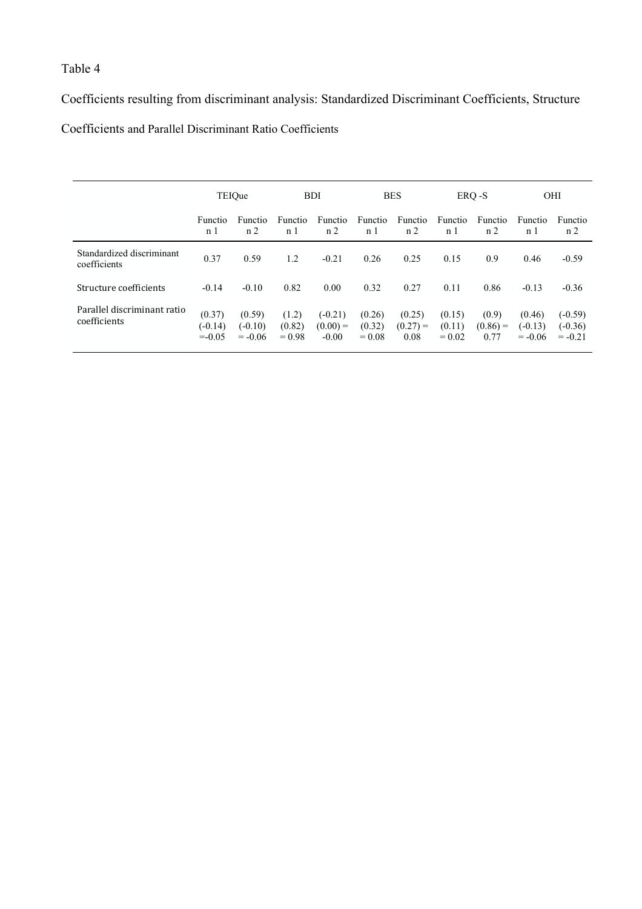Table 4

Coefficients resulting from discriminant analysis: Standardized Discriminant Coefficients, Structure Coefficients and Parallel Discriminant Ratio Coefficients

| | TEIQue | | BDI | | BES | | ERQ -S | | OHI | |
|---|---|---|---|---|---|---|---|---|---|---|
| | Function 1 | Function 2 | Function 1 | Function 2 | Function 1 | Function 2 | Function 1 | Function 2 | Function 1 | Function 2 |
| Standardized discriminant coefficients | 0.37 | 0.59 | 1.2 | -0.21 | 0.26 | 0.25 | 0.15 | 0.9 | 0.46 | -0.59 |
| Structure coefficients | -0.14 | -0.10 | 0.82 | 0.00 | 0.32 | 0.27 | 0.11 | 0.86 | -0.13 | -0.36 |
| Parallel discriminant ratio coefficients | (0.37) (-0.14) =-0.05 | (0.59) (-0.10) = -0.06 | (1.2) (0.82) = 0.98 | (-0.21) (0.00) = -0.00 | (0.26) (0.32) = 0.08 | (0.25) (0.27) = 0.08 | (0.15) (0.11) = 0.02 | (0.9) (0.86) = 0.77 | (0.46) (-0.13) = -0.06 | (-0.59) (-0.36) = -0.21 |